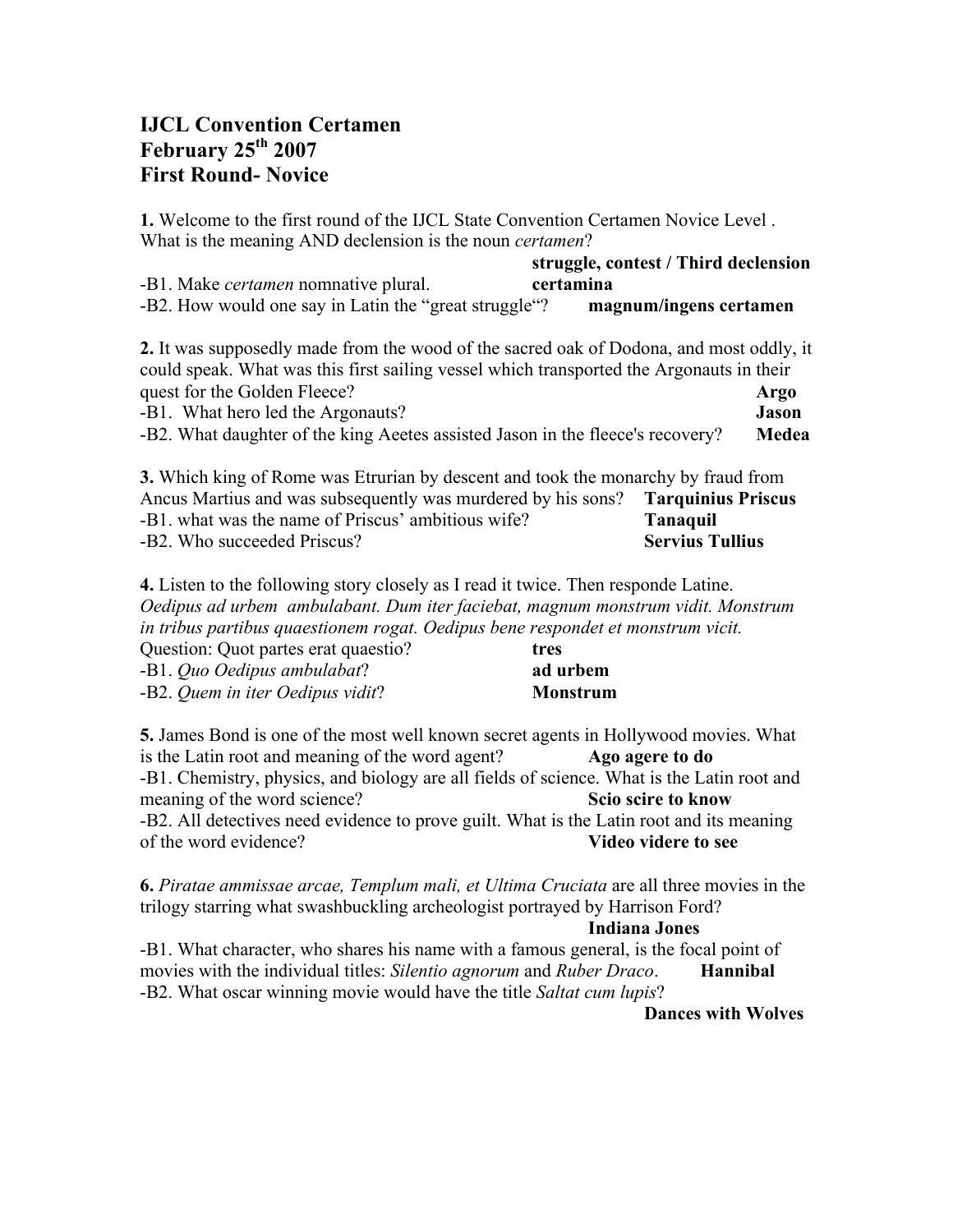# IJCL Convention Certamen
# February 25th 2007
# First Round- Novice

**1.** Welcome to the first round of the IJCL State Convention Certamen Novice Level . What is the meaning AND declension is the noun *certamen*?

**struggle, contest / Third declension**

-B1. Make *certamen* nomnative plural. **certamina**

-B2. How would one say in Latin the "great struggle"? **magnum/ingens certamen**

**2.** It was supposedly made from the wood of the sacred oak of Dodona, and most oddly, it could speak. What was this first sailing vessel which transported the Argonauts in their quest for the Golden Fleece? **Argo**

-B1. What hero led the Argonauts? **Jason**

-B2. What daughter of the king Aeetes assisted Jason in the fleece's recovery? **Medea**

**3.** Which king of Rome was Etrurian by descent and took the monarchy by fraud from Ancus Martius and was subsequently was murdered by his sons? **Tarquinius Priscus**

-B1. what was the name of Priscus' ambitious wife? **Tanaquil**

-B2. Who succeeded Priscus? **Servius Tullius**

**4.** Listen to the following story closely as I read it twice. Then responde Latine. *Oedipus ad urbem ambulabant. Dum iter faciebat, magnum monstrum vidit. Monstrum in tribus partibus quaestionem rogat. Oedipus bene respondet et monstrum vicit.*

Question: Quot partes erat quaestio? **tres**

-B1. *Quo Oedipus ambulabat*? **ad urbem**

-B2. *Quem in iter Oedipus vidit*? **Monstrum**

**5.** James Bond is one of the most well known secret agents in Hollywood movies. What is the Latin root and meaning of the word agent? **Ago agere to do**

-B1. Chemistry, physics, and biology are all fields of science. What is the Latin root and meaning of the word science? **Scio scire to know**

-B2. All detectives need evidence to prove guilt. What is the Latin root and its meaning of the word evidence? **Video videre to see**

**6.** *Piratae ammissae arcae, Templum mali, et Ultima Cruciata* are all three movies in the trilogy starring what swashbuckling archeologist portrayed by Harrison Ford?

**Indiana Jones**

-B1. What character, who shares his name with a famous general, is the focal point of movies with the individual titles: *Silentio agnorum* and *Ruber Draco*. **Hannibal**

-B2. What oscar winning movie would have the title *Saltat cum lupis*?

**Dances with Wolves**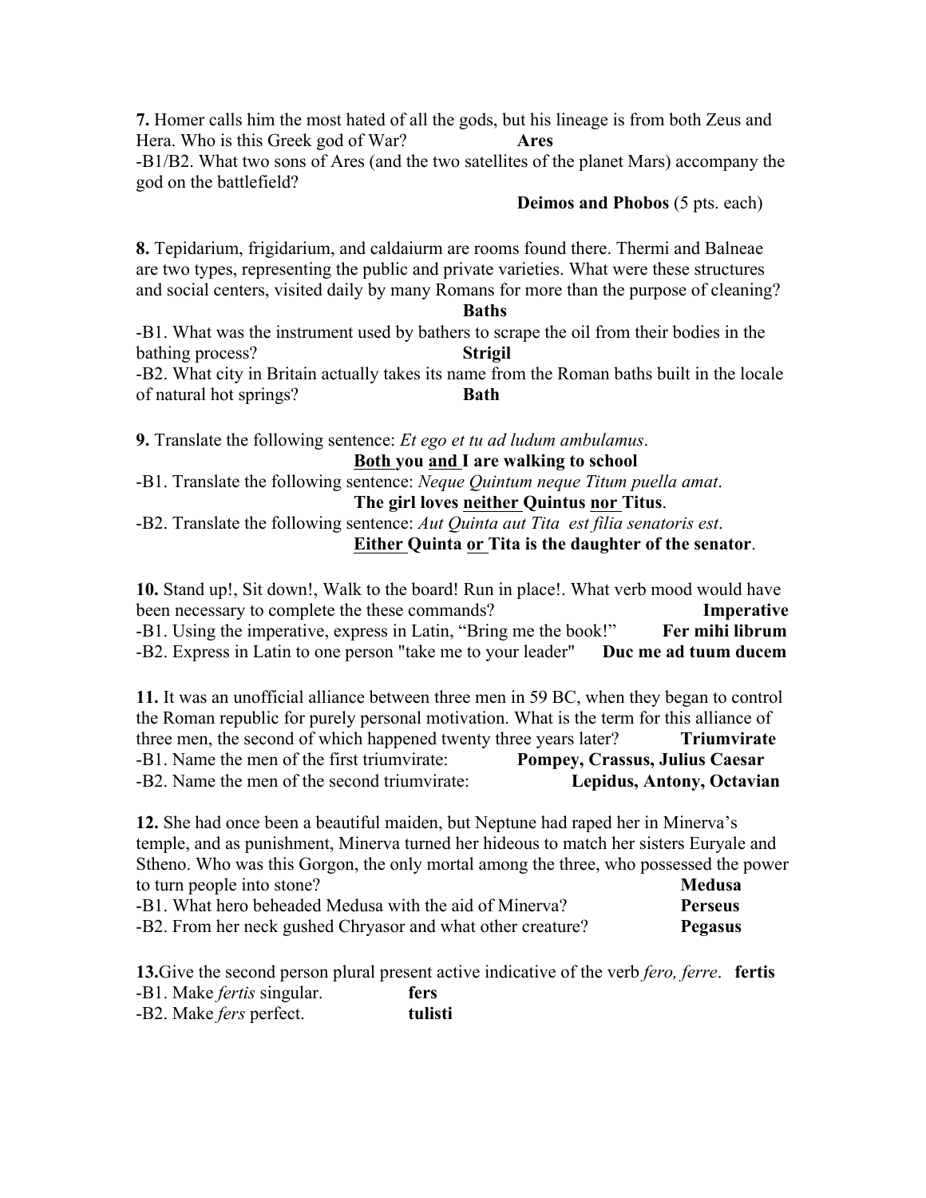**7.** Homer calls him the most hated of all the gods, but his lineage is from both Zeus and Hera. Who is this Greek god of War? **Ares**

-B1/B2. What two sons of Ares (and the two satellites of the planet Mars) accompany the god on the battlefield?

**Deimos and Phobos** (5 pts. each)

**8.** Tepidarium, frigidarium, and caldaiurm are rooms found there. Thermi and Balneae are two types, representing the public and private varieties. What were these structures and social centers, visited daily by many Romans for more than the purpose of cleaning?

**Baths**

-B1. What was the instrument used by bathers to scrape the oil from their bodies in the bathing process? **Strigil**

-B2. What city in Britain actually takes its name from the Roman baths built in the locale of natural hot springs? **Bath**

**9.** Translate the following sentence: *Et ego et tu ad ludum ambulamus*.

**<u>Both</u> you <u>and</u> I are walking to school**

-B1. Translate the following sentence: *Neque Quintum neque Titum puella amat*.

**The girl loves <u>neither</u> Quintus <u>nor</u> Titus**.

-B2. Translate the following sentence: *Aut Quinta aut Tita est filia senatoris est*.

**<u>Either</u> Quinta <u>or</u> Tita is the daughter of the senator**.

**10.** Stand up!, Sit down!, Walk to the board! Run in place!. What verb mood would have been necessary to complete the these commands? **Imperative**

-B1. Using the imperative, express in Latin, "Bring me the book!" **Fer mihi librum**

-B2. Express in Latin to one person "take me to your leader" **Duc me ad tuum ducem**

**11.** It was an unofficial alliance between three men in 59 BC, when they began to control the Roman republic for purely personal motivation. What is the term for this alliance of three men, the second of which happened twenty three years later? **Triumvirate**

-B1. Name the men of the first triumvirate: **Pompey, Crassus, Julius Caesar**

-B2. Name the men of the second triumvirate: **Lepidus, Antony, Octavian**

**12.** She had once been a beautiful maiden, but Neptune had raped her in Minerva's temple, and as punishment, Minerva turned her hideous to match her sisters Euryale and Stheno. Who was this Gorgon, the only mortal among the three, who possessed the power to turn people into stone? **Medusa**

-B1. What hero beheaded Medusa with the aid of Minerva? **Perseus**

-B2. From her neck gushed Chryasor and what other creature? **Pegasus**

**13.** Give the second person plural present active indicative of the verb *fero, ferre*. **fertis**

-B1. Make *fertis* singular. **fers**

-B2. Make *fers* perfect. **tulisti**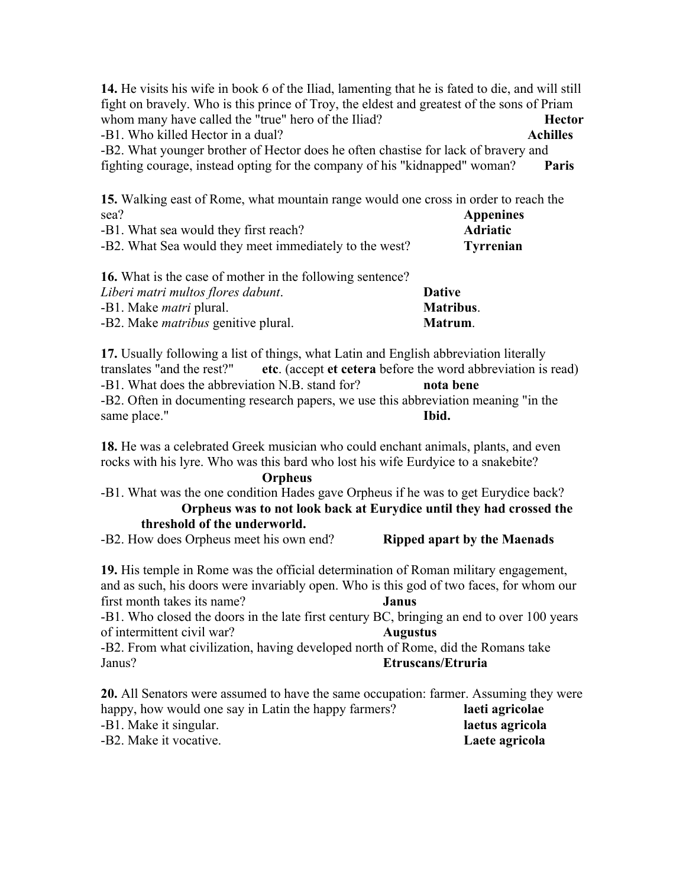**14.** He visits his wife in book 6 of the Iliad, lamenting that he is fated to die, and will still fight on bravely. Who is this prince of Troy, the eldest and greatest of the sons of Priam whom many have called the "true" hero of the Iliad? **Hector**

-B1. Who killed Hector in a dual? **Achilles**

-B2. What younger brother of Hector does he often chastise for lack of bravery and fighting courage, instead opting for the company of his "kidnapped" woman? **Paris**

**15.** Walking east of Rome, what mountain range would one cross in order to reach the sea? **Appenines**

-B1. What sea would they first reach? **Adriatic**

-B2. What Sea would they meet immediately to the west? **Tyrrenian**

**16.** What is the case of mother in the following sentence?
*Liberi matri multos flores dabunt*. **Dative**

-B1. Make *matri* plural. **Matribus**.

-B2. Make *matribus* genitive plural. **Matrum**.

**17.** Usually following a list of things, what Latin and English abbreviation literally translates "and the rest?" **etc**. (accept **et cetera** before the word abbreviation is read)

-B1. What does the abbreviation N.B. stand for? **nota bene**

-B2. Often in documenting research papers, we use this abbreviation meaning "in the same place." **Ibid.**

**18.** He was a celebrated Greek musician who could enchant animals, plants, and even rocks with his lyre. Who was this bard who lost his wife Eurdyice to a snakebite? **Orpheus**

-B1. What was the one condition Hades gave Orpheus if he was to get Eurydice back? **Orpheus was to not look back at Eurydice until they had crossed the threshold of the underworld.**

-B2. How does Orpheus meet his own end? **Ripped apart by the Maenads**

**19.** His temple in Rome was the official determination of Roman military engagement, and as such, his doors were invariably open. Who is this god of two faces, for whom our first month takes its name? **Janus**

-B1. Who closed the doors in the late first century BC, bringing an end to over 100 years of intermittent civil war? **Augustus**

-B2. From what civilization, having developed north of Rome, did the Romans take Janus? **Etruscans/Etruria**

**20.** All Senators were assumed to have the same occupation: farmer. Assuming they were happy, how would one say in Latin the happy farmers? **laeti agricolae**

-B1. Make it singular. **laetus agricola**

-B2. Make it vocative. **Laete agricola**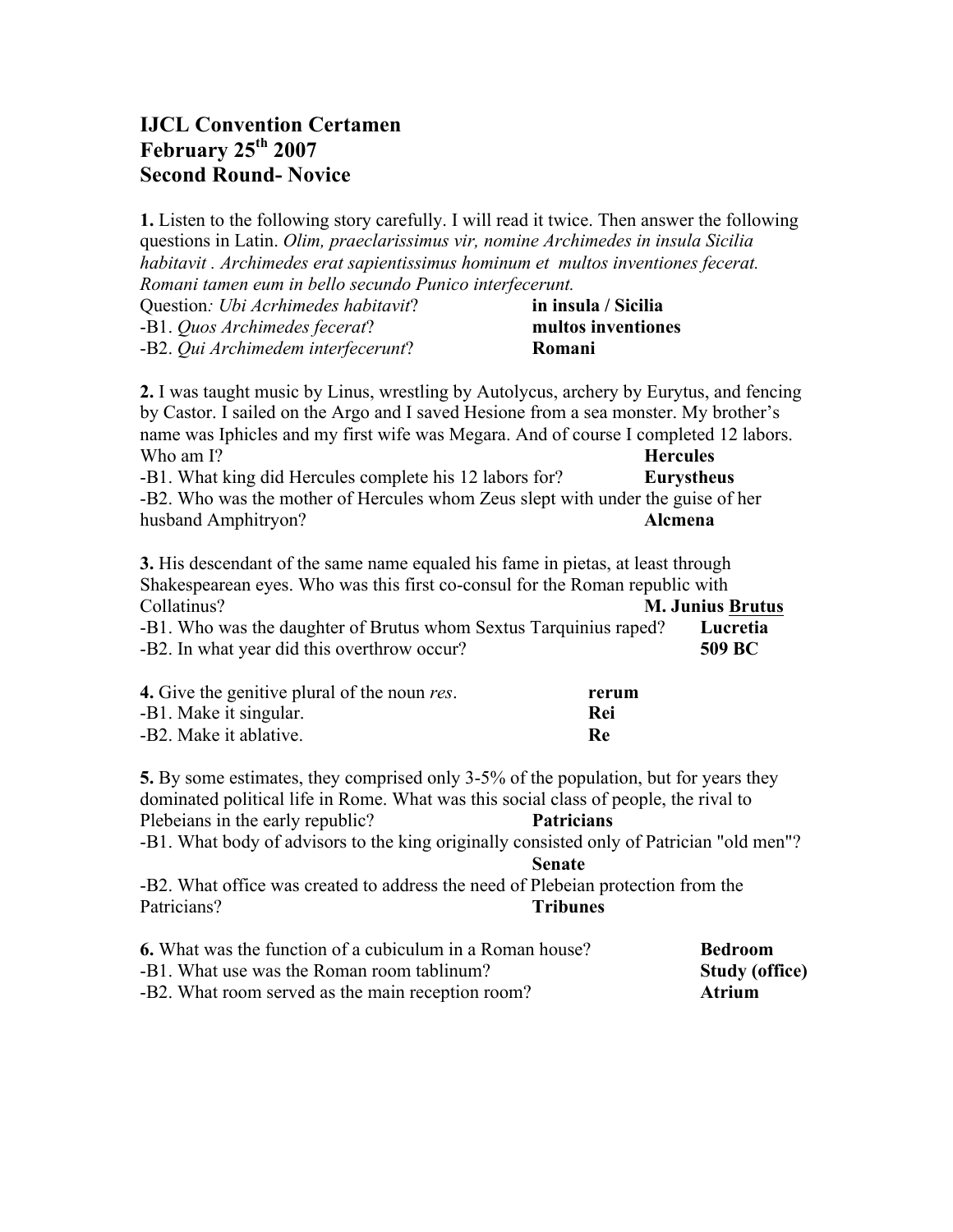# IJCL Convention Certamen
# February 25th 2007
# Second Round- Novice

**1.** Listen to the following story carefully. I will read it twice. Then answer the following questions in Latin. *Olim, praeclarissimus vir, nomine Archimedes in insula Sicilia habitavit . Archimedes erat sapientissimus hominum et multos inventiones fecerat. Romani tamen eum in bello secundo Punico interfecerunt.*

Question*: Ubi Acrhimedes habitavit*? **in insula / Sicilia**

-B1. *Quos Archimedes fecerat*? **multos inventiones**

-B2. *Qui Archimedem interfecerunt*? **Romani**

**2.** I was taught music by Linus, wrestling by Autolycus, archery by Eurytus, and fencing by Castor. I sailed on the Argo and I saved Hesione from a sea monster. My brother's name was Iphicles and my first wife was Megara. And of course I completed 12 labors. Who am I? **Hercules**

-B1. What king did Hercules complete his 12 labors for? **Eurystheus**

-B2. Who was the mother of Hercules whom Zeus slept with under the guise of her husband Amphitryon? **Alcmena**

**3.** His descendant of the same name equaled his fame in pietas, at least through Shakespearean eyes. Who was this first co-consul for the Roman republic with Collatinus? **M. Junius Brutus**

-B1. Who was the daughter of Brutus whom Sextus Tarquinius raped? **Lucretia**

-B2. In what year did this overthrow occur? **509 BC**

**4.** Give the genitive plural of the noun *res*. **rerum**

-B1. Make it singular. **Rei**

-B2. Make it ablative. **Re**

**5.** By some estimates, they comprised only 3-5% of the population, but for years they dominated political life in Rome. What was this social class of people, the rival to Plebeians in the early republic? **Patricians**

-B1. What body of advisors to the king originally consisted only of Patrician "old men"? **Senate**

-B2. What office was created to address the need of Plebeian protection from the Patricians? **Tribunes**

**6.** What was the function of a cubiculum in a Roman house? **Bedroom**

-B1. What use was the Roman room tablinum? **Study (office)**

-B2. What room served as the main reception room? **Atrium**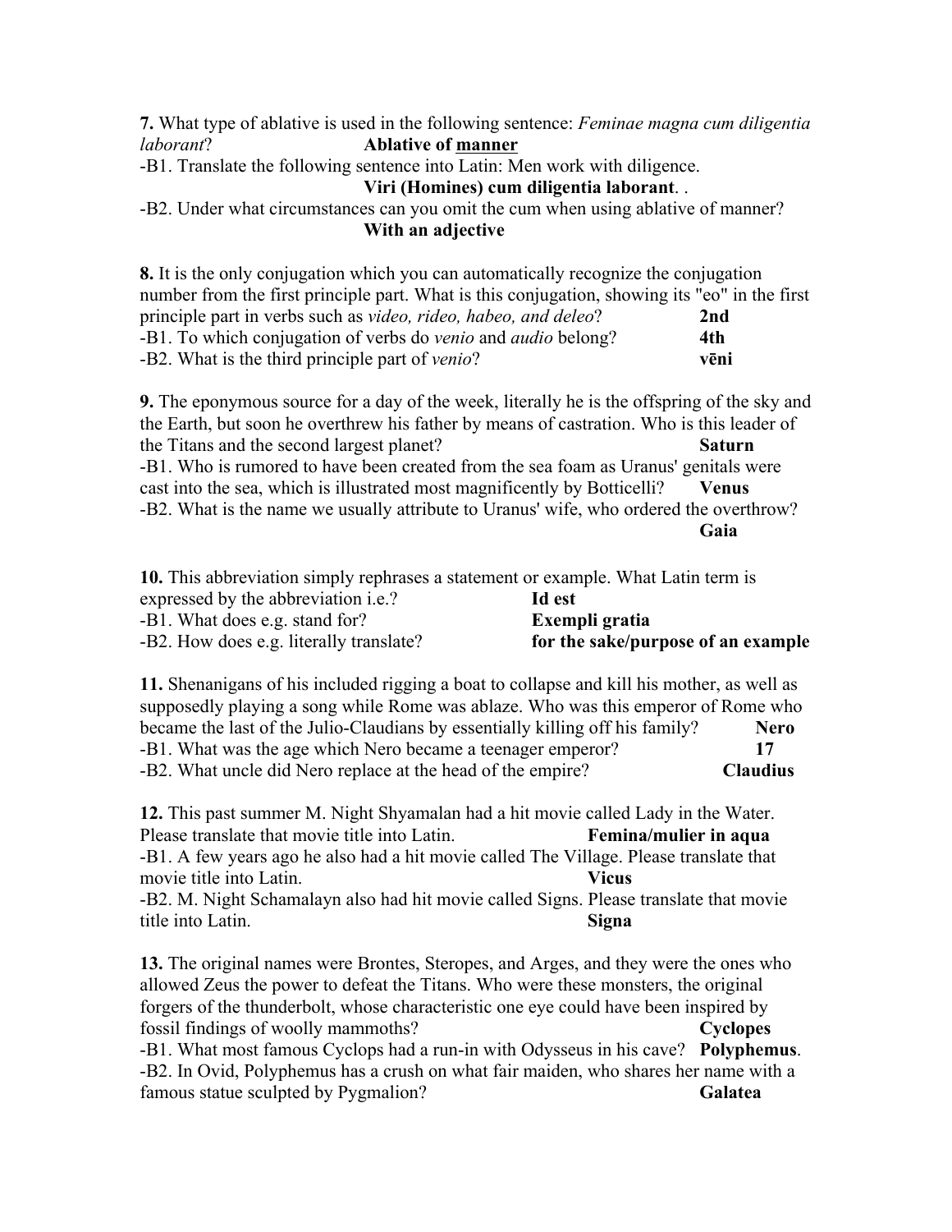**7.** What type of ablative is used in the following sentence: *Feminae magna cum diligentia laborant*? **Ablative of <u>manner</u>**

-B1. Translate the following sentence into Latin: Men work with diligence. **Viri (Homines) cum diligentia laborant**. .

-B2. Under what circumstances can you omit the cum when using ablative of manner? **With an adjective**

**8.** It is the only conjugation which you can automatically recognize the conjugation number from the first principle part. What is this conjugation, showing its "eo" in the first principle part in verbs such as *video, rideo, habeo, and deleo*? **2nd**

-B1. To which conjugation of verbs do *venio* and *audio* belong? **4th**

-B2. What is the third principle part of *venio*? **vēni**

**9.** The eponymous source for a day of the week, literally he is the offspring of the sky and the Earth, but soon he overthrew his father by means of castration. Who is this leader of the Titans and the second largest planet? **Saturn**

-B1. Who is rumored to have been created from the sea foam as Uranus' genitals were cast into the sea, which is illustrated most magnificently by Botticelli? **Venus**

-B2. What is the name we usually attribute to Uranus' wife, who ordered the overthrow? **Gaia**

**10.** This abbreviation simply rephrases a statement or example. What Latin term is expressed by the abbreviation i.e.? **Id est**

-B1. What does e.g. stand for? **Exempli gratia**

-B2. How does e.g. literally translate? **for the sake/purpose of an example**

**11.** Shenanigans of his included rigging a boat to collapse and kill his mother, as well as supposedly playing a song while Rome was ablaze. Who was this emperor of Rome who became the last of the Julio-Claudians by essentially killing off his family? **Nero**

-B1. What was the age which Nero became a teenager emperor? **17**

-B2. What uncle did Nero replace at the head of the empire? **Claudius**

**12.** This past summer M. Night Shyamalan had a hit movie called Lady in the Water. Please translate that movie title into Latin. **Femina/mulier in aqua**

-B1. A few years ago he also had a hit movie called The Village. Please translate that movie title into Latin. **Vicus**

-B2. M. Night Schamalayn also had hit movie called Signs. Please translate that movie title into Latin. **Signa**

**13.** The original names were Brontes, Steropes, and Arges, and they were the ones who allowed Zeus the power to defeat the Titans. Who were these monsters, the original forgers of the thunderbolt, whose characteristic one eye could have been inspired by fossil findings of woolly mammoths? **Cyclopes**

-B1. What most famous Cyclops had a run-in with Odysseus in his cave? **Polyphemus**.

-B2. In Ovid, Polyphemus has a crush on what fair maiden, who shares her name with a famous statue sculpted by Pygmalion? **Galatea**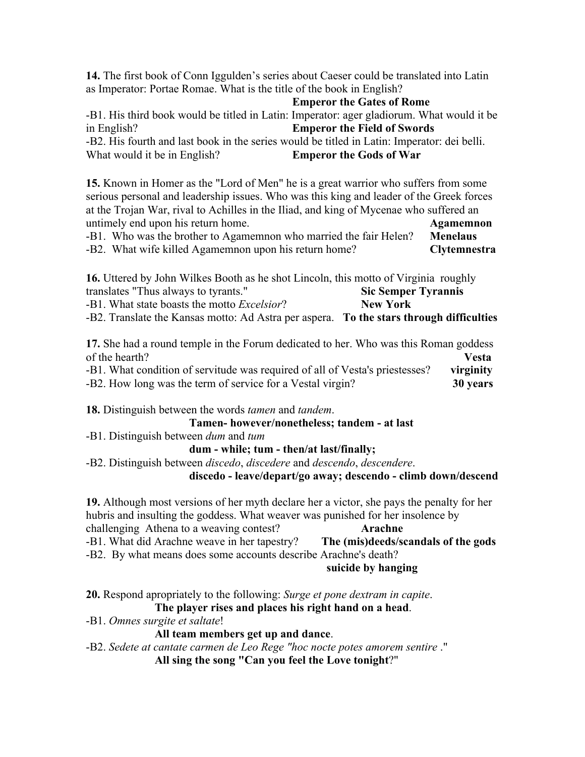**14.** The first book of Conn Iggulden's series about Caeser could be translated into Latin as Imperator: Portae Romae. What is the title of the book in English?

**Emperor the Gates of Rome**

-B1. His third book would be titled in Latin: Imperator: ager gladiorum. What would it be in English? **Emperor the Field of Swords**

-B2. His fourth and last book in the series would be titled in Latin: Imperator: dei belli. What would it be in English? **Emperor the Gods of War**

**15.** Known in Homer as the "Lord of Men" he is a great warrior who suffers from some serious personal and leadership issues. Who was this king and leader of the Greek forces at the Trojan War, rival to Achilles in the Iliad, and king of Mycenae who suffered an untimely end upon his return home. **Agamemnon**

-B1. Who was the brother to Agamemnon who married the fair Helen? **Menelaus**

-B2. What wife killed Agamemnon upon his return home? **Clytemnestra**

**16.** Uttered by John Wilkes Booth as he shot Lincoln, this motto of Virginia roughly translates "Thus always to tyrants." **Sic Semper Tyrannis**

-B1. What state boasts the motto *Excelsior*? **New York**

-B2. Translate the Kansas motto: Ad Astra per aspera. **To the stars through difficulties**

**17.** She had a round temple in the Forum dedicated to her. Who was this Roman goddess of the hearth? **Vesta**

-B1. What condition of servitude was required of all of Vesta's priestesses? **virginity**

-B2. How long was the term of service for a Vestal virgin? **30 years**

**18.** Distinguish between the words *tamen* and *tandem*.

**Tamen- however/nonetheless; tandem - at last**

-B1. Distinguish between *dum* and *tum*

**dum - while; tum - then/at last/finally;**

-B2. Distinguish between *discedo*, *discedere* and *descendo*, *descendere*.

**discedo - leave/depart/go away; descendo - climb down/descend**

**19.** Although most versions of her myth declare her a victor, she pays the penalty for her hubris and insulting the goddess. What weaver was punished for her insolence by challenging Athena to a weaving contest? **Arachne**

-B1. What did Arachne weave in her tapestry? **The (mis)deeds/scandals of the gods**

-B2. By what means does some accounts describe Arachne's death?

**suicide by hanging**

**20.** Respond apropriately to the following: *Surge et pone dextram in capite*.

**The player rises and places his right hand on a head**.

-B1. *Omnes surgite et saltate*!

**All team members get up and dance**.

-B2. *Sedete at cantate carmen de Leo Rege "hoc nocte potes amorem sentire* ."

**All sing the song "Can you feel the Love tonight**?"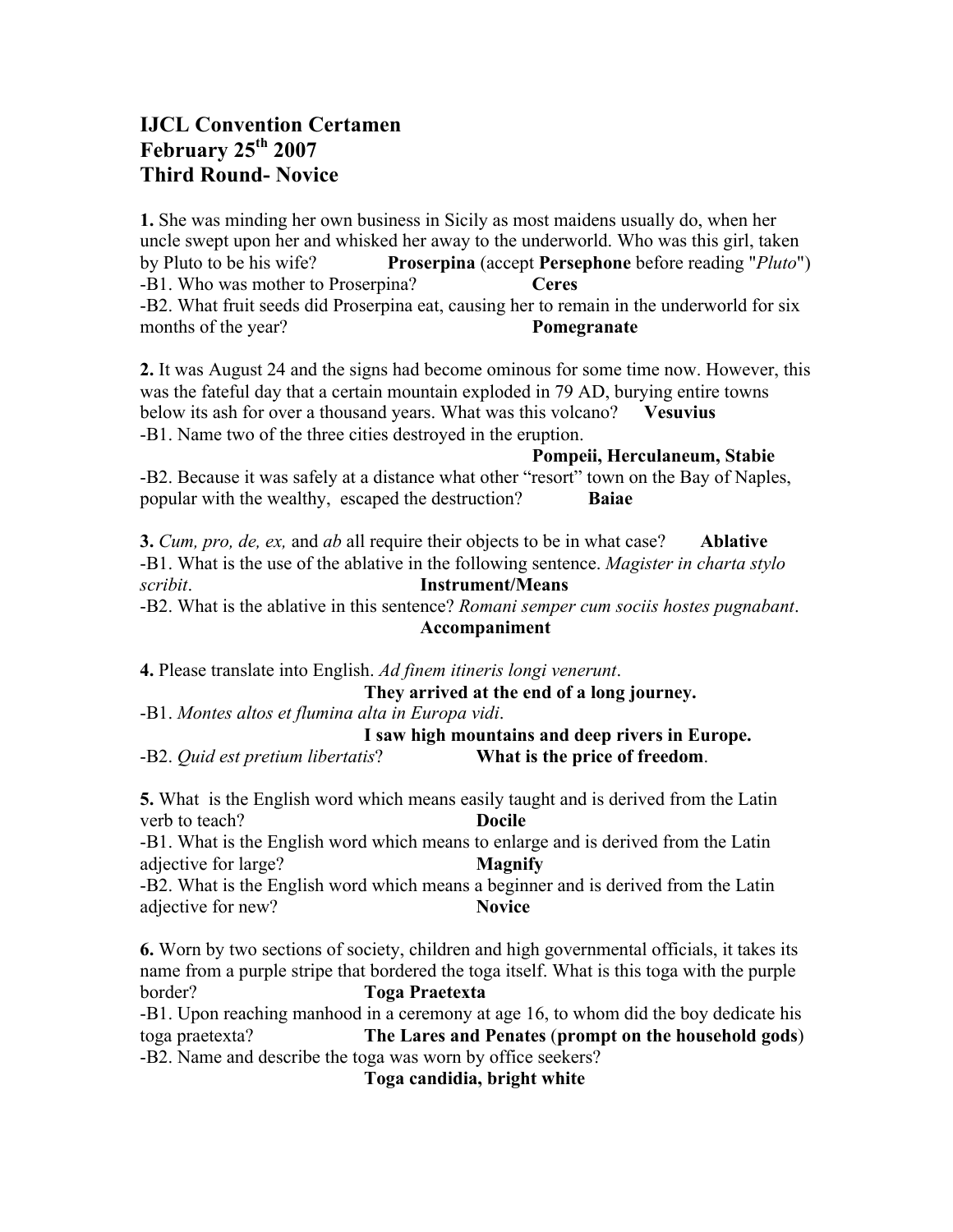# IJCL Convention Certamen
# February 25th 2007
# Third Round- Novice

**1.** She was minding her own business in Sicily as most maidens usually do, when her uncle swept upon her and whisked her away to the underworld. Who was this girl, taken by Pluto to be his wife? **Proserpina** (accept **Persephone** before reading "*Pluto*")
-B1. Who was mother to Proserpina? **Ceres**
-B2. What fruit seeds did Proserpina eat, causing her to remain in the underworld for six months of the year? **Pomegranate**

**2.** It was August 24 and the signs had become ominous for some time now. However, this was the fateful day that a certain mountain exploded in 79 AD, burying entire towns below its ash for over a thousand years. What was this volcano? **Vesuvius**
-B1. Name two of the three cities destroyed in the eruption.
**Pompeii, Herculaneum, Stabie**
-B2. Because it was safely at a distance what other "resort" town on the Bay of Naples, popular with the wealthy, escaped the destruction? **Baiae**

**3.** *Cum, pro, de, ex,* and *ab* all require their objects to be in what case? **Ablative**
-B1. What is the use of the ablative in the following sentence. *Magister in charta stylo scribit*. **Instrument/Means**
-B2. What is the ablative in this sentence? *Romani semper cum sociis hostes pugnabant*.
**Accompaniment**

**4.** Please translate into English. *Ad finem itineris longi venerunt*.
**They arrived at the end of a long journey.**
-B1. *Montes altos et flumina alta in Europa vidi*.
**I saw high mountains and deep rivers in Europe.**
-B2. *Quid est pretium libertatis*? **What is the price of freedom**.

**5.** What is the English word which means easily taught and is derived from the Latin verb to teach? **Docile**
-B1. What is the English word which means to enlarge and is derived from the Latin adjective for large? **Magnify**
-B2. What is the English word which means a beginner and is derived from the Latin adjective for new? **Novice**

**6.** Worn by two sections of society, children and high governmental officials, it takes its name from a purple stripe that bordered the toga itself. What is this toga with the purple border? **Toga Praetexta**
-B1. Upon reaching manhood in a ceremony at age 16, to whom did the boy dedicate his toga praetexta? **The Lares and Penates** (**prompt on the household gods**)
-B2. Name and describe the toga was worn by office seekers?
**Toga candidia, bright white**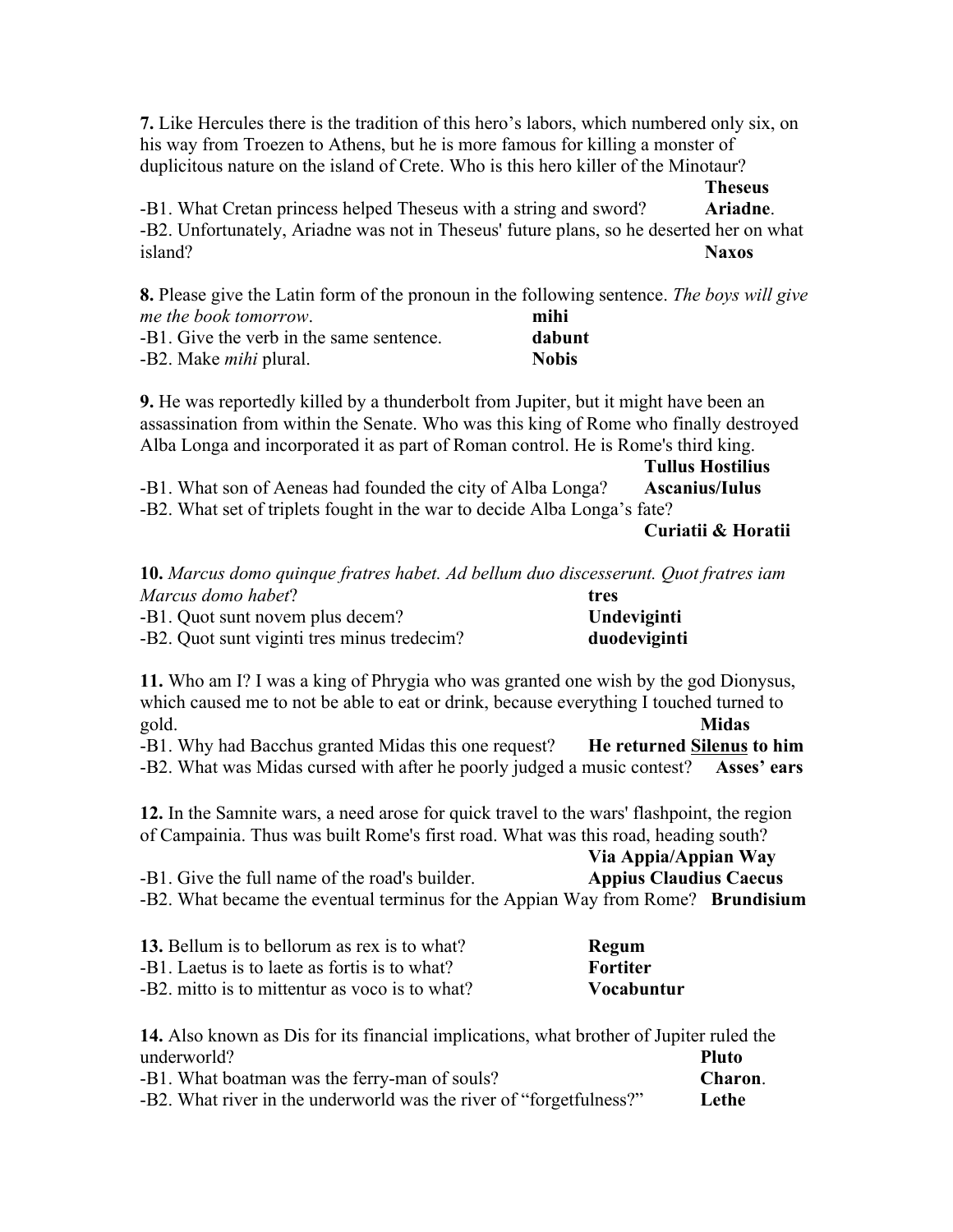**7.** Like Hercules there is the tradition of this hero's labors, which numbered only six, on his way from Troezen to Athens, but he is more famous for killing a monster of duplicitous nature on the island of Crete. Who is this hero killer of the Minotaur? **Theseus**

-B1. What Cretan princess helped Theseus with a string and sword? **Ariadne**.

-B2. Unfortunately, Ariadne was not in Theseus' future plans, so he deserted her on what island? **Naxos**

**8.** Please give the Latin form of the pronoun in the following sentence. *The boys will give me the book tomorrow*. **mihi**

-B1. Give the verb in the same sentence. **dabunt**

-B2. Make *mihi* plural. **Nobis**

**9.** He was reportedly killed by a thunderbolt from Jupiter, but it might have been an assassination from within the Senate. Who was this king of Rome who finally destroyed Alba Longa and incorporated it as part of Roman control. He is Rome's third king. **Tullus Hostilius**

-B1. What son of Aeneas had founded the city of Alba Longa? **Ascanius/Iulus**

-B2. What set of triplets fought in the war to decide Alba Longa's fate? **Curiatii & Horatii**

**10.** *Marcus domo quinque fratres habet. Ad bellum duo discesserunt. Quot fratres iam Marcus domo habet*? **tres**

-B1. Quot sunt novem plus decem? **Undeviginti**

-B2. Quot sunt viginti tres minus tredecim? **duodeviginti**

**11.** Who am I? I was a king of Phrygia who was granted one wish by the god Dionysus, which caused me to not be able to eat or drink, because everything I touched turned to gold. **Midas**

-B1. Why had Bacchus granted Midas this one request? **He returned Silenus to him**

-B2. What was Midas cursed with after he poorly judged a music contest? **Asses' ears**

**12.** In the Samnite wars, a need arose for quick travel to the wars' flashpoint, the region of Campainia. Thus was built Rome's first road. What was this road, heading south? **Via Appia/Appian Way**

-B1. Give the full name of the road's builder. **Appius Claudius Caecus**

-B2. What became the eventual terminus for the Appian Way from Rome? **Brundisium**

**13.** Bellum is to bellorum as rex is to what? **Regum**

-B1. Laetus is to laete as fortis is to what? **Fortiter**

-B2. mitto is to mittentur as voco is to what? **Vocabuntur**

**14.** Also known as Dis for its financial implications, what brother of Jupiter ruled the underworld? **Pluto**

-B1. What boatman was the ferry-man of souls? **Charon**.

-B2. What river in the underworld was the river of "forgetfulness?" **Lethe**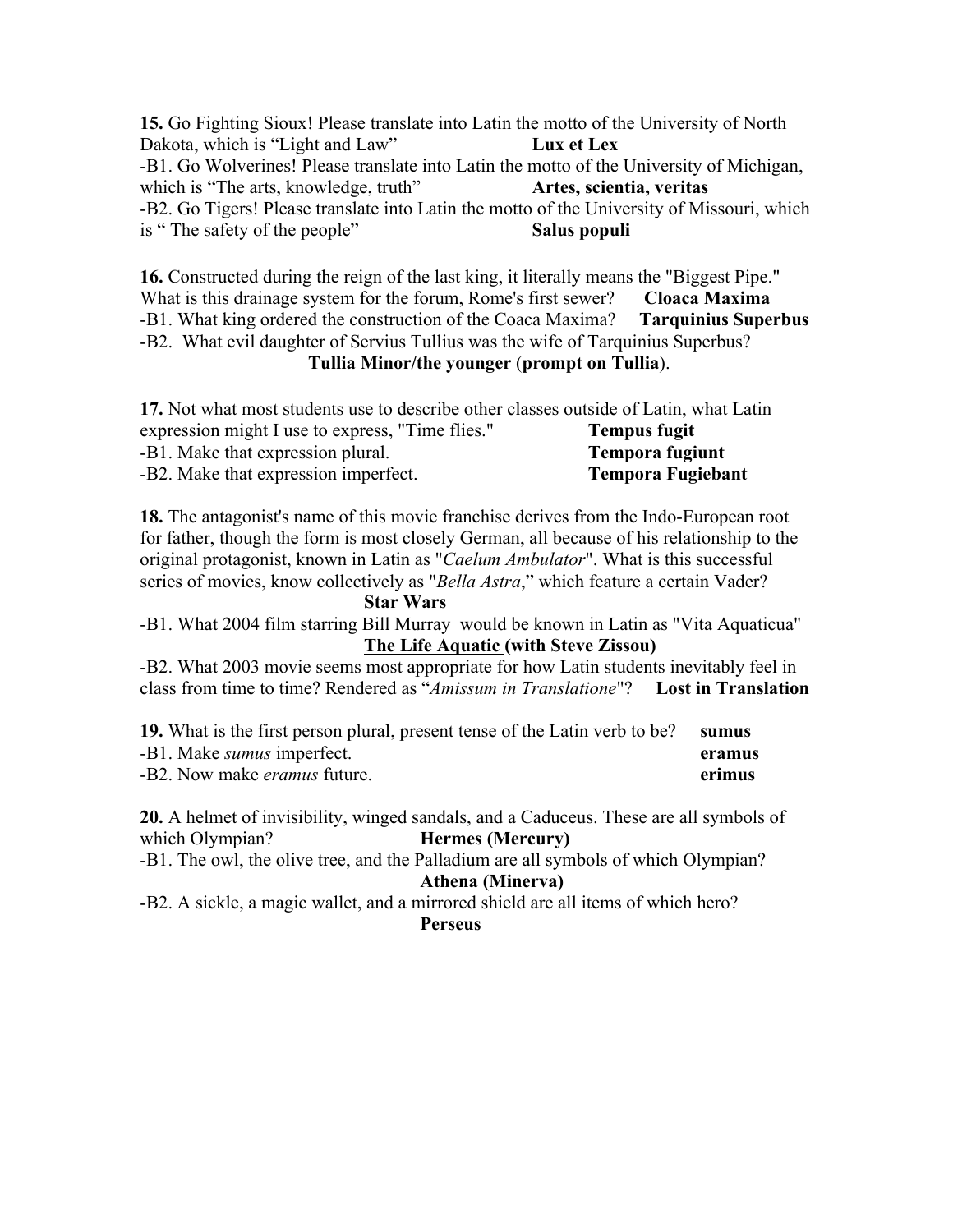**15.** Go Fighting Sioux! Please translate into Latin the motto of the University of North Dakota, which is "Light and Law" **Lux et Lex**
-B1. Go Wolverines! Please translate into Latin the motto of the University of Michigan, which is "The arts, knowledge, truth" **Artes, scientia, veritas**
-B2. Go Tigers! Please translate into Latin the motto of the University of Missouri, which is " The safety of the people" **Salus populi**

**16.** Constructed during the reign of the last king, it literally means the "Biggest Pipe." What is this drainage system for the forum, Rome's first sewer? **Cloaca Maxima**
-B1. What king ordered the construction of the Coaca Maxima? **Tarquinius Superbus**
-B2. What evil daughter of Servius Tullius was the wife of Tarquinius Superbus?
**Tullia Minor/the younger** (**prompt on Tullia**).

**17.** Not what most students use to describe other classes outside of Latin, what Latin expression might I use to express, "Time flies." **Tempus fugit**
-B1. Make that expression plural. **Tempora fugiunt**
-B2. Make that expression imperfect. **Tempora Fugiebant**

**18.** The antagonist's name of this movie franchise derives from the Indo-European root for father, though the form is most closely German, all because of his relationship to the original protagonist, known in Latin as "*Caelum Ambulator*". What is this successful series of movies, know collectively as "*Bella Astra*," which feature a certain Vader?
**Star Wars**
-B1. What 2004 film starring Bill Murray would be known in Latin as "Vita Aquaticua"
**The Life Aquatic (with Steve Zissou)**
-B2. What 2003 movie seems most appropriate for how Latin students inevitably feel in class from time to time? Rendered as "*Amissum in Translatione*"? **Lost in Translation**

**19.** What is the first person plural, present tense of the Latin verb to be? **sumus**
-B1. Make *sumus* imperfect. **eramus**
-B2. Now make *eramus* future. **erimus**

**20.** A helmet of invisibility, winged sandals, and a Caduceus. These are all symbols of which Olympian? **Hermes (Mercury)**
-B1. The owl, the olive tree, and the Palladium are all symbols of which Olympian?
**Athena (Minerva)**
-B2. A sickle, a magic wallet, and a mirrored shield are all items of which hero?
**Perseus**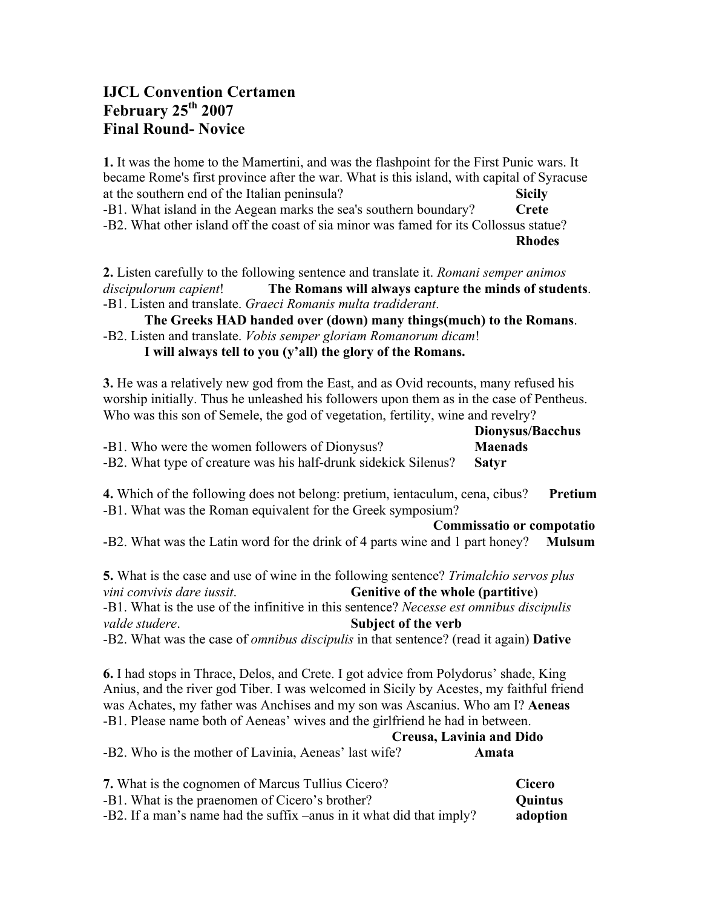# IJCL Convention Certamen
# February 25th 2007
# Final Round- Novice

**1.** It was the home to the Mamertini, and was the flashpoint for the First Punic wars. It became Rome's first province after the war. What is this island, with capital of Syracuse at the southern end of the Italian peninsula? **Sicily**

-B1. What island in the Aegean marks the sea's southern boundary? **Crete**

-B2. What other island off the coast of sia minor was famed for its Collossus statue? **Rhodes**

**2.** Listen carefully to the following sentence and translate it. *Romani semper animos discipulorum capient*! **The Romans will always capture the minds of students**.

-B1. Listen and translate. *Graeci Romanis multa tradiderant*.
**The Greeks HAD handed over (down) many things(much) to the Romans**.

-B2. Listen and translate. *Vobis semper gloriam Romanorum dicam*!
**I will always tell to you (y'all) the glory of the Romans.**

**3.** He was a relatively new god from the East, and as Ovid recounts, many refused his worship initially. Thus he unleashed his followers upon them as in the case of Pentheus. Who was this son of Semele, the god of vegetation, fertility, wine and revelry? **Dionysus/Bacchus**

-B1. Who were the women followers of Dionysus? **Maenads**

-B2. What type of creature was his half-drunk sidekick Silenus? **Satyr**

**4.** Which of the following does not belong: pretium, ientaculum, cena, cibus? **Pretium**

-B1. What was the Roman equivalent for the Greek symposium? **Commissatio or compotatio**

-B2. What was the Latin word for the drink of 4 parts wine and 1 part honey? **Mulsum**

**5.** What is the case and use of wine in the following sentence? *Trimalchio servos plus vini convivis dare iussit*. **Genitive of the whole (partitive)**

-B1. What is the use of the infinitive in this sentence? *Necesse est omnibus discipulis valde studere*. **Subject of the verb**

-B2. What was the case of *omnibus discipulis* in that sentence? (read it again) **Dative**

**6.** I had stops in Thrace, Delos, and Crete. I got advice from Polydorus' shade, King Anius, and the river god Tiber. I was welcomed in Sicily by Acestes, my faithful friend was Achates, my father was Anchises and my son was Ascanius. Who am I? **Aeneas**

-B1. Please name both of Aeneas' wives and the girlfriend he had in between. **Creusa, Lavinia and Dido**

-B2. Who is the mother of Lavinia, Aeneas' last wife? **Amata**

**7.** What is the cognomen of Marcus Tullius Cicero? **Cicero**

-B1. What is the praenomen of Cicero's brother? **Quintus**

-B2. If a man's name had the suffix –anus in it what did that imply? **adoption**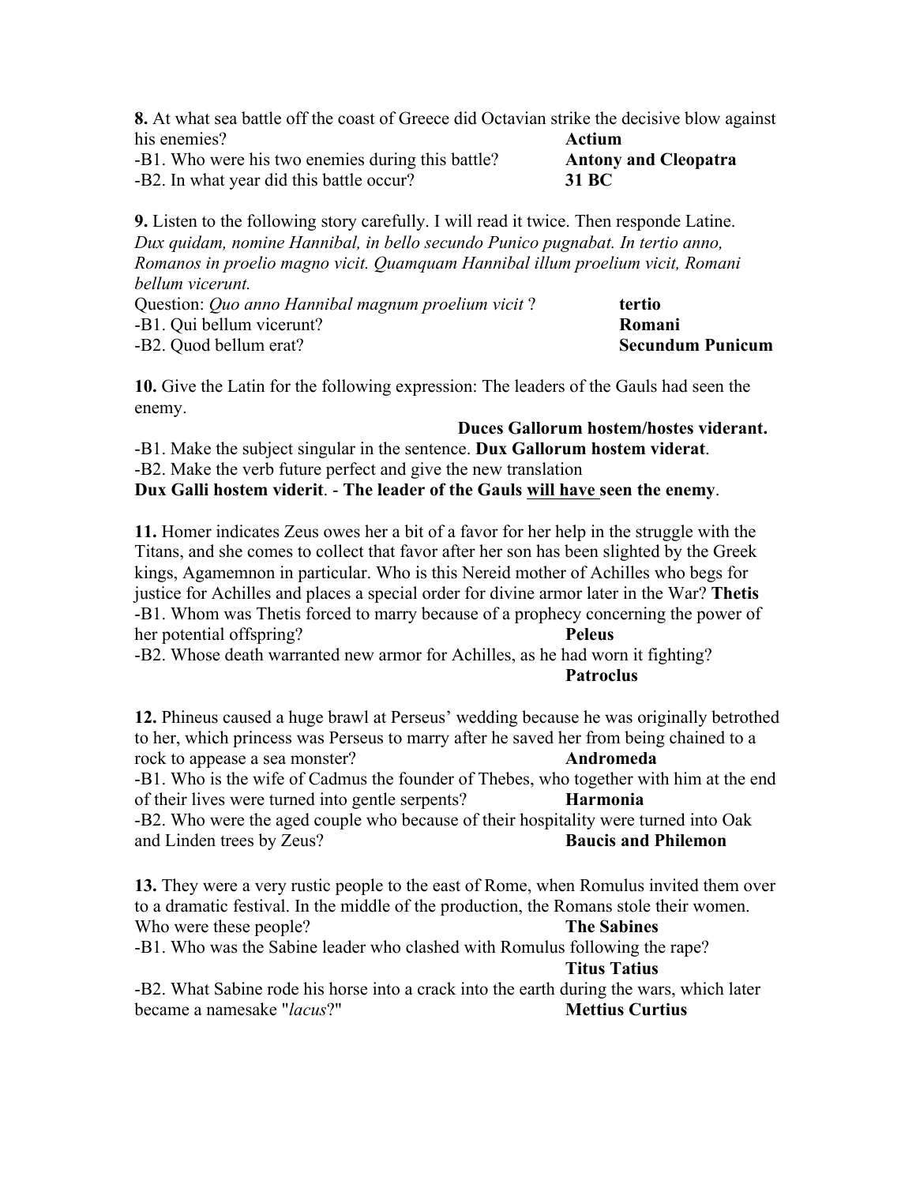**8.** At what sea battle off the coast of Greece did Octavian strike the decisive blow against his enemies? **Actium**

-B1. Who were his two enemies during this battle? **Antony and Cleopatra**

-B2. In what year did this battle occur? **31 BC**

**9.** Listen to the following story carefully. I will read it twice. Then responde Latine. *Dux quidam, nomine Hannibal, in bello secundo Punico pugnabat. In tertio anno, Romanos in proelio magno vicit. Quamquam Hannibal illum proelium vicit, Romani bellum vicerunt.*

Question: *Quo anno Hannibal magnum proelium vicit* ? **tertio**

-B1. Qui bellum vicerunt? **Romani**

-B2. Quod bellum erat? **Secundum Punicum**

**10.** Give the Latin for the following expression: The leaders of the Gauls had seen the enemy.

**Duces Gallorum hostem/hostes viderant.**

-B1. Make the subject singular in the sentence. **Dux Gallorum hostem viderat**.

-B2. Make the verb future perfect and give the new translation

**Dux Galli hostem viderit**. - **The leader of the Gauls <u>will have</u> seen the enemy**.

**11.** Homer indicates Zeus owes her a bit of a favor for her help in the struggle with the Titans, and she comes to collect that favor after her son has been slighted by the Greek kings, Agamemnon in particular. Who is this Nereid mother of Achilles who begs for justice for Achilles and places a special order for divine armor later in the War? **Thetis**

-B1. Whom was Thetis forced to marry because of a prophecy concerning the power of her potential offspring? **Peleus**

-B2. Whose death warranted new armor for Achilles, as he had worn it fighting? **Patroclus**

**12.** Phineus caused a huge brawl at Perseus' wedding because he was originally betrothed to her, which princess was Perseus to marry after he saved her from being chained to a rock to appease a sea monster? **Andromeda**

-B1. Who is the wife of Cadmus the founder of Thebes, who together with him at the end of their lives were turned into gentle serpents? **Harmonia**

-B2. Who were the aged couple who because of their hospitality were turned into Oak and Linden trees by Zeus? **Baucis and Philemon**

**13.** They were a very rustic people to the east of Rome, when Romulus invited them over to a dramatic festival. In the middle of the production, the Romans stole their women. Who were these people? **The Sabines**

-B1. Who was the Sabine leader who clashed with Romulus following the rape? **Titus Tatius**

-B2. What Sabine rode his horse into a crack into the earth during the wars, which later became a namesake "*lacus*?" **Mettius Curtius**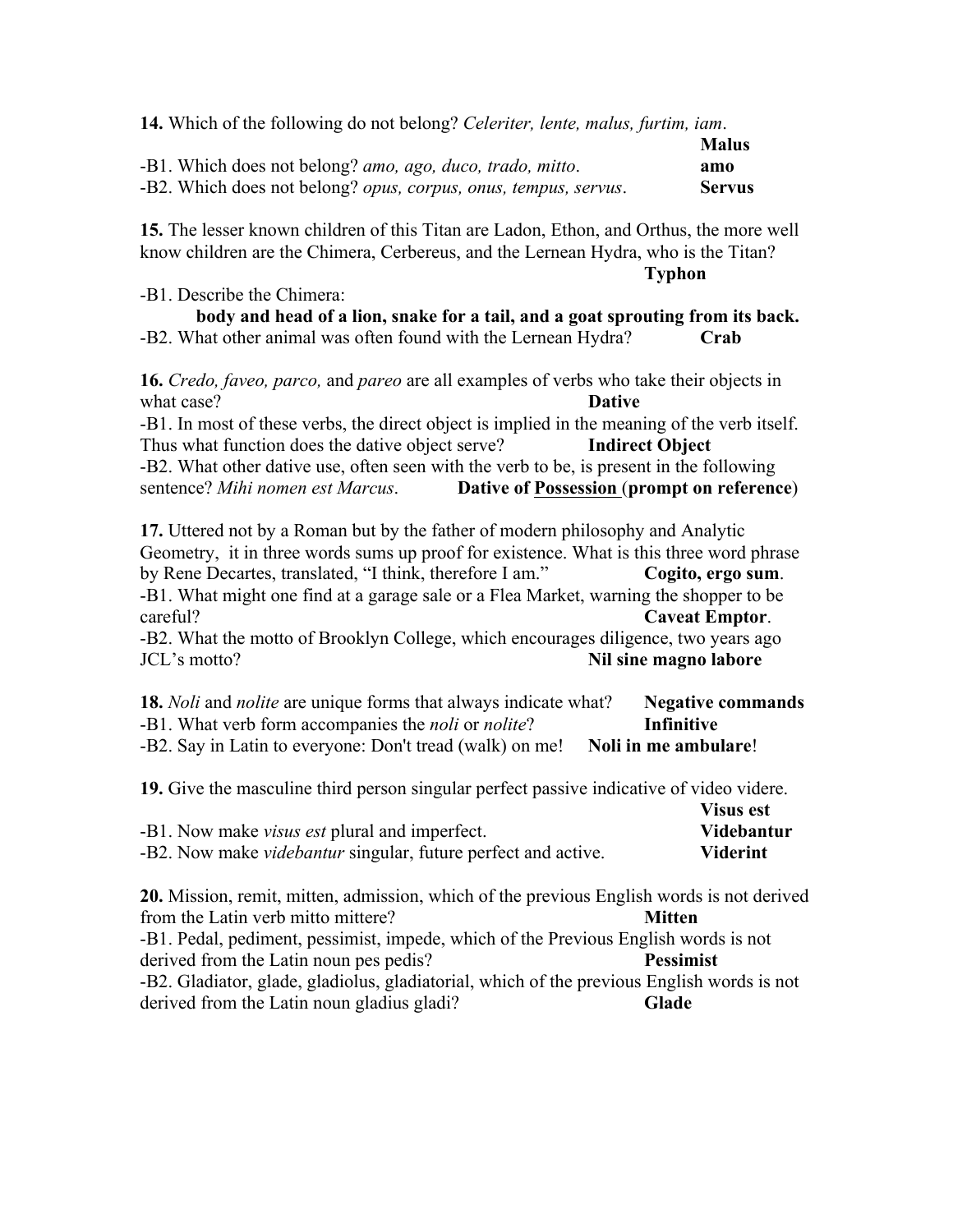**14.** Which of the following do not belong? *Celeriter, lente, malus, furtim, iam*.

**Malus**

-B1. Which does not belong? *amo, ago, duco, trado, mitto*. **amo**

-B2. Which does not belong? *opus, corpus, onus, tempus, servus*. **Servus**

**15.** The lesser known children of this Titan are Ladon, Ethon, and Orthus, the more well know children are the Chimera, Cerbereus, and the Lernean Hydra, who is the Titan?

**Typhon**

-B1. Describe the Chimera:

**body and head of a lion, snake for a tail, and a goat sprouting from its back.**

-B2. What other animal was often found with the Lernean Hydra? **Crab**

**16.** *Credo, faveo, parco,* and *pareo* are all examples of verbs who take their objects in what case? **Dative**

-B1. In most of these verbs, the direct object is implied in the meaning of the verb itself. Thus what function does the dative object serve? **Indirect Object**

-B2. What other dative use, often seen with the verb to be, is present in the following sentence? *Mihi nomen est Marcus*. **Dative of <u>Possession</u> (prompt on reference)**

**17.** Uttered not by a Roman but by the father of modern philosophy and Analytic Geometry, it in three words sums up proof for existence. What is this three word phrase by Rene Decartes, translated, "I think, therefore I am." **Cogito, ergo sum**.

-B1. What might one find at a garage sale or a Flea Market, warning the shopper to be careful? **Caveat Emptor**.

-B2. What the motto of Brooklyn College, which encourages diligence, two years ago JCL's motto? **Nil sine magno labore**

**18.** *Noli* and *nolite* are unique forms that always indicate what? **Negative commands**

-B1. What verb form accompanies the *noli* or *nolite*? **Infinitive**

-B2. Say in Latin to everyone: Don't tread (walk) on me! **Noli in me ambulare**!

**19.** Give the masculine third person singular perfect passive indicative of video videre.

**Visus est**

-B1. Now make *visus est* plural and imperfect. **Videbantur**

-B2. Now make *videbantur* singular, future perfect and active. **Viderint**

**20.** Mission, remit, mitten, admission, which of the previous English words is not derived from the Latin verb mitto mittere? **Mitten**

-B1. Pedal, pediment, pessimist, impede, which of the Previous English words is not derived from the Latin noun pes pedis? **Pessimist**

-B2. Gladiator, glade, gladiolus, gladiatorial, which of the previous English words is not derived from the Latin noun gladius gladi? **Glade**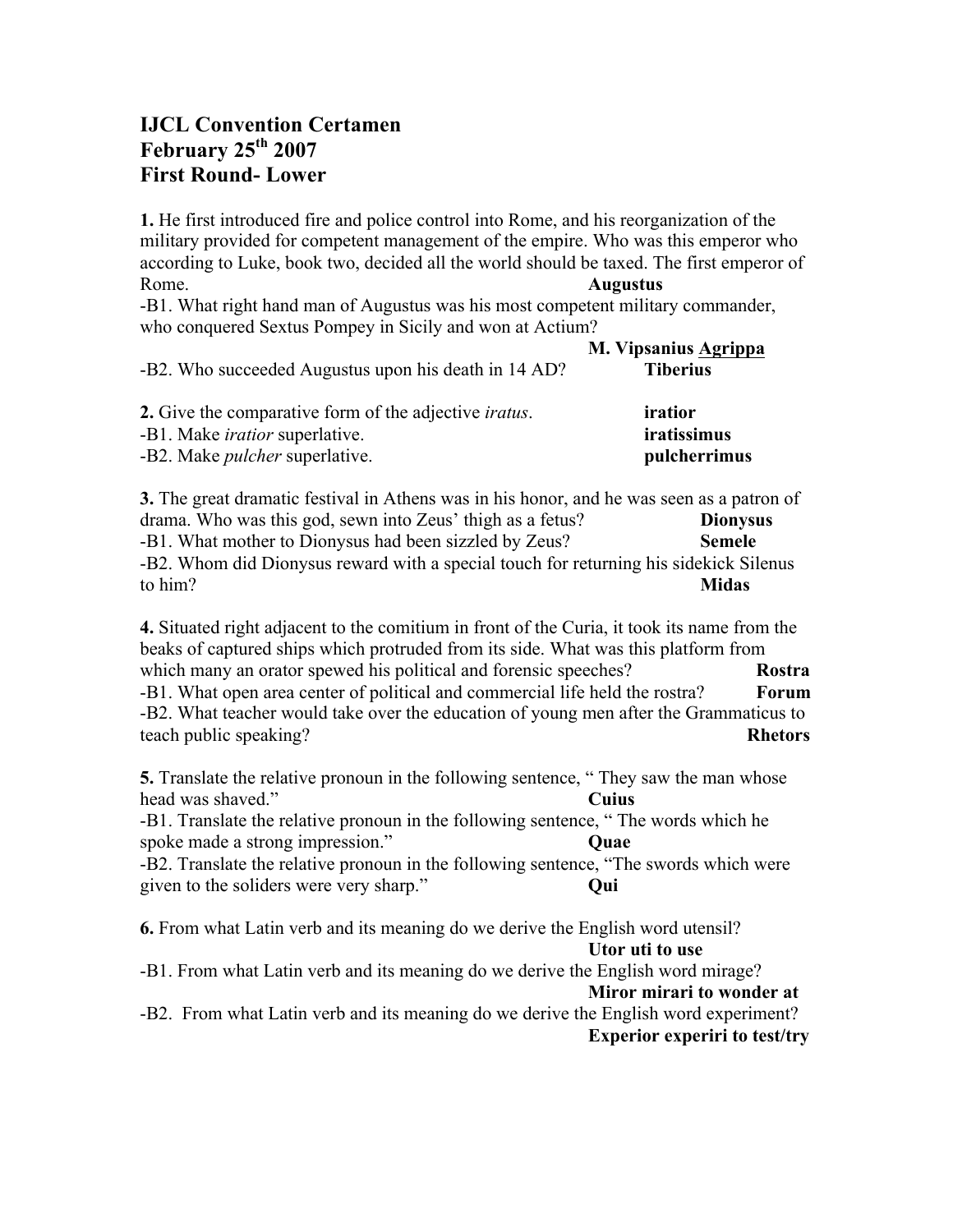# IJCL Convention Certamen
# February 25th 2007
# First Round- Lower

**1.** He first introduced fire and police control into Rome, and his reorganization of the military provided for competent management of the empire. Who was this emperor who according to Luke, book two, decided all the world should be taxed. The first emperor of Rome. **Augustus**

-B1. What right hand man of Augustus was his most competent military commander, who conquered Sextus Pompey in Sicily and won at Actium? **M. Vipsanius Agrippa**

-B2. Who succeeded Augustus upon his death in 14 AD? **Tiberius**

**2.** Give the comparative form of the adjective *iratus*. **iratior**

-B1. Make *iratior* superlative. **iratissimus**

-B2. Make *pulcher* superlative. **pulcherrimus**

**3.** The great dramatic festival in Athens was in his honor, and he was seen as a patron of drama. Who was this god, sewn into Zeus' thigh as a fetus? **Dionysus**

-B1. What mother to Dionysus had been sizzled by Zeus? **Semele**

-B2. Whom did Dionysus reward with a special touch for returning his sidekick Silenus to him? **Midas**

**4.** Situated right adjacent to the comitium in front of the Curia, it took its name from the beaks of captured ships which protruded from its side. What was this platform from which many an orator spewed his political and forensic speeches? **Rostra**

-B1. What open area center of political and commercial life held the rostra? **Forum**

-B2. What teacher would take over the education of young men after the Grammaticus to teach public speaking? **Rhetors**

**5.** Translate the relative pronoun in the following sentence, " They saw the man whose head was shaved." **Cuius**

-B1. Translate the relative pronoun in the following sentence, " The words which he spoke made a strong impression." **Quae**

-B2. Translate the relative pronoun in the following sentence, "The swords which were given to the soliders were very sharp." **Qui**

**6.** From what Latin verb and its meaning do we derive the English word utensil? **Utor uti to use**

-B1. From what Latin verb and its meaning do we derive the English word mirage? **Miror mirari to wonder at**

-B2. From what Latin verb and its meaning do we derive the English word experiment? **Experior experiri to test/try**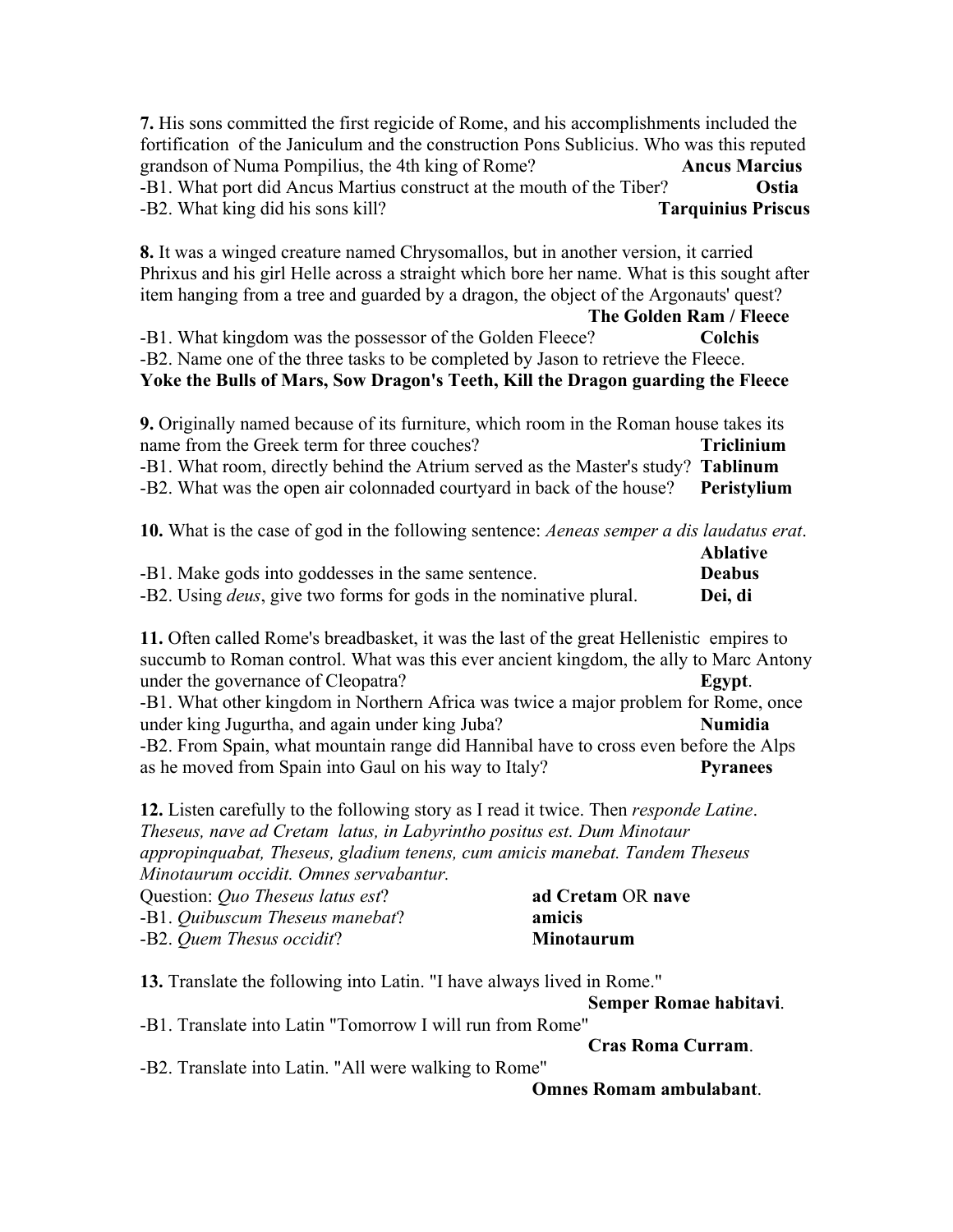**7.** His sons committed the first regicide of Rome, and his accomplishments included the fortification of the Janiculum and the construction Pons Sublicius. Who was this reputed grandson of Numa Pompilius, the 4th king of Rome? **Ancus Marcius**

-B1. What port did Ancus Martius construct at the mouth of the Tiber? **Ostia**

-B2. What king did his sons kill? **Tarquinius Priscus**

**8.** It was a winged creature named Chrysomallos, but in another version, it carried Phrixus and his girl Helle across a straight which bore her name. What is this sought after item hanging from a tree and guarded by a dragon, the object of the Argonauts' quest? **The Golden Ram / Fleece**

-B1. What kingdom was the possessor of the Golden Fleece? **Colchis**

-B2. Name one of the three tasks to be completed by Jason to retrieve the Fleece.
**Yoke the Bulls of Mars, Sow Dragon's Teeth, Kill the Dragon guarding the Fleece**

**9.** Originally named because of its furniture, which room in the Roman house takes its name from the Greek term for three couches? **Triclinium**

-B1. What room, directly behind the Atrium served as the Master's study? **Tablinum**

-B2. What was the open air colonnaded courtyard in back of the house? **Peristylium**

**10.** What is the case of god in the following sentence: *Aeneas semper a dis laudatus erat*. **Ablative**

-B1. Make gods into goddesses in the same sentence. **Deabus**

-B2. Using *deus*, give two forms for gods in the nominative plural. **Dei, di**

**11.** Often called Rome's breadbasket, it was the last of the great Hellenistic empires to succumb to Roman control. What was this ever ancient kingdom, the ally to Marc Antony under the governance of Cleopatra? **Egypt**.

-B1. What other kingdom in Northern Africa was twice a major problem for Rome, once under king Jugurtha, and again under king Juba? **Numidia**

-B2. From Spain, what mountain range did Hannibal have to cross even before the Alps as he moved from Spain into Gaul on his way to Italy? **Pyranees**

**12.** Listen carefully to the following story as I read it twice. Then *responde Latine*. *Theseus, nave ad Cretam latus, in Labyrintho positus est. Dum Minotaur appropinquabat, Theseus, gladium tenens, cum amicis manebat. Tandem Theseus Minotaurum occidit. Omnes servabantur.*

Question: *Quo Theseus latus est*? **ad Cretam** OR **nave**

-B1. *Quibuscum Theseus manebat*? **amicis**

-B2. *Quem Thesus occidit*? **Minotaurum**

**13.** Translate the following into Latin. "I have always lived in Rome." **Semper Romae habitavi**.

-B1. Translate into Latin "Tomorrow I will run from Rome" **Cras Roma Curram**.

-B2. Translate into Latin. "All were walking to Rome" **Omnes Romam ambulabant**.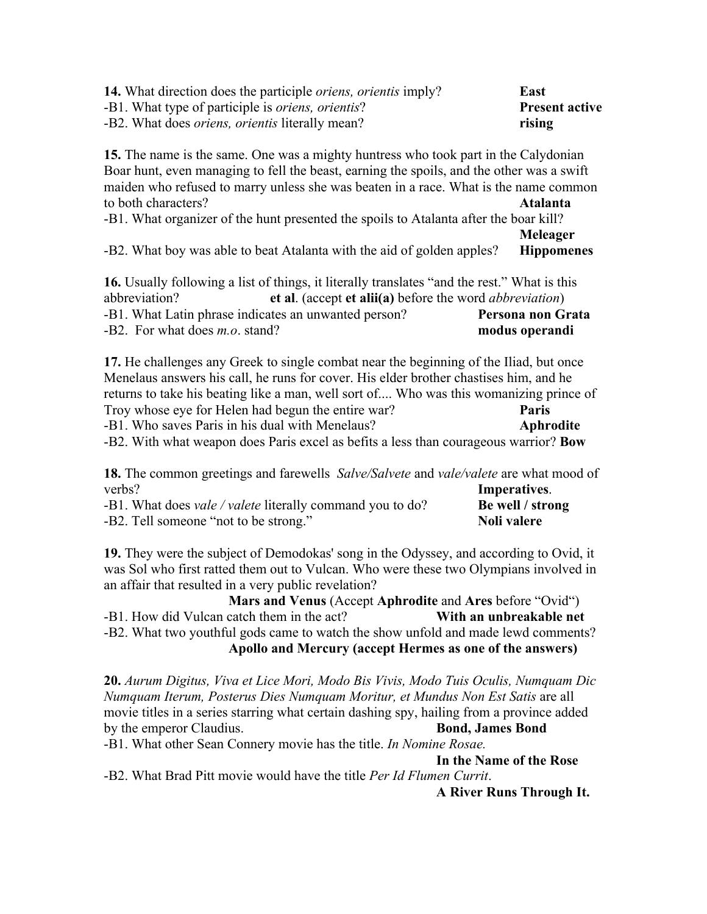**14.** What direction does the participle *oriens, orientis* imply? **East**
-B1. What type of participle is *oriens, orientis*? **Present active**
-B2. What does *oriens, orientis* literally mean? **rising**

**15.** The name is the same. One was a mighty huntress who took part in the Calydonian Boar hunt, even managing to fell the beast, earning the spoils, and the other was a swift maiden who refused to marry unless she was beaten in a race. What is the name common to both characters? **Atalanta**
-B1. What organizer of the hunt presented the spoils to Atalanta after the boar kill? **Meleager**
-B2. What boy was able to beat Atalanta with the aid of golden apples? **Hippomenes**

**16.** Usually following a list of things, it literally translates "and the rest." What is this abbreviation? **et al**. (accept **et alii(a)** before the word *abbreviation*)
-B1. What Latin phrase indicates an unwanted person? **Persona non Grata**
-B2. For what does *m.o*. stand? **modus operandi**

**17.** He challenges any Greek to single combat near the beginning of the Iliad, but once Menelaus answers his call, he runs for cover. His elder brother chastises him, and he returns to take his beating like a man, well sort of.... Who was this womanizing prince of Troy whose eye for Helen had begun the entire war? **Paris**
-B1. Who saves Paris in his dual with Menelaus? **Aphrodite**
-B2. With what weapon does Paris excel as befits a less than courageous warrior? **Bow**

**18.** The common greetings and farewells *Salve/Salvete* and *vale/valete* are what mood of verbs? **Imperatives**.
-B1. What does *vale / valete* literally command you to do? **Be well / strong**
-B2. Tell someone "not to be strong." **Noli valere**

**19.** They were the subject of Demodokas' song in the Odyssey, and according to Ovid, it was Sol who first ratted them out to Vulcan. Who were these two Olympians involved in an affair that resulted in a very public revelation?
**Mars and Venus** (Accept **Aphrodite** and **Ares** before "Ovid")
-B1. How did Vulcan catch them in the act? **With an unbreakable net**
-B2. What two youthful gods came to watch the show unfold and made lewd comments?
**Apollo and Mercury (accept Hermes as one of the answers)**

**20.** *Aurum Digitus, Viva et Lice Mori, Modo Bis Vivis, Modo Tuis Oculis, Numquam Dic Numquam Iterum, Posterus Dies Numquam Moritur, et Mundus Non Est Satis* are all movie titles in a series starring what certain dashing spy, hailing from a province added by the emperor Claudius. **Bond, James Bond**
-B1. What other Sean Connery movie has the title. *In Nomine Rosae.*
**In the Name of the Rose**
-B2. What Brad Pitt movie would have the title *Per Id Flumen Currit*.
**A River Runs Through It.**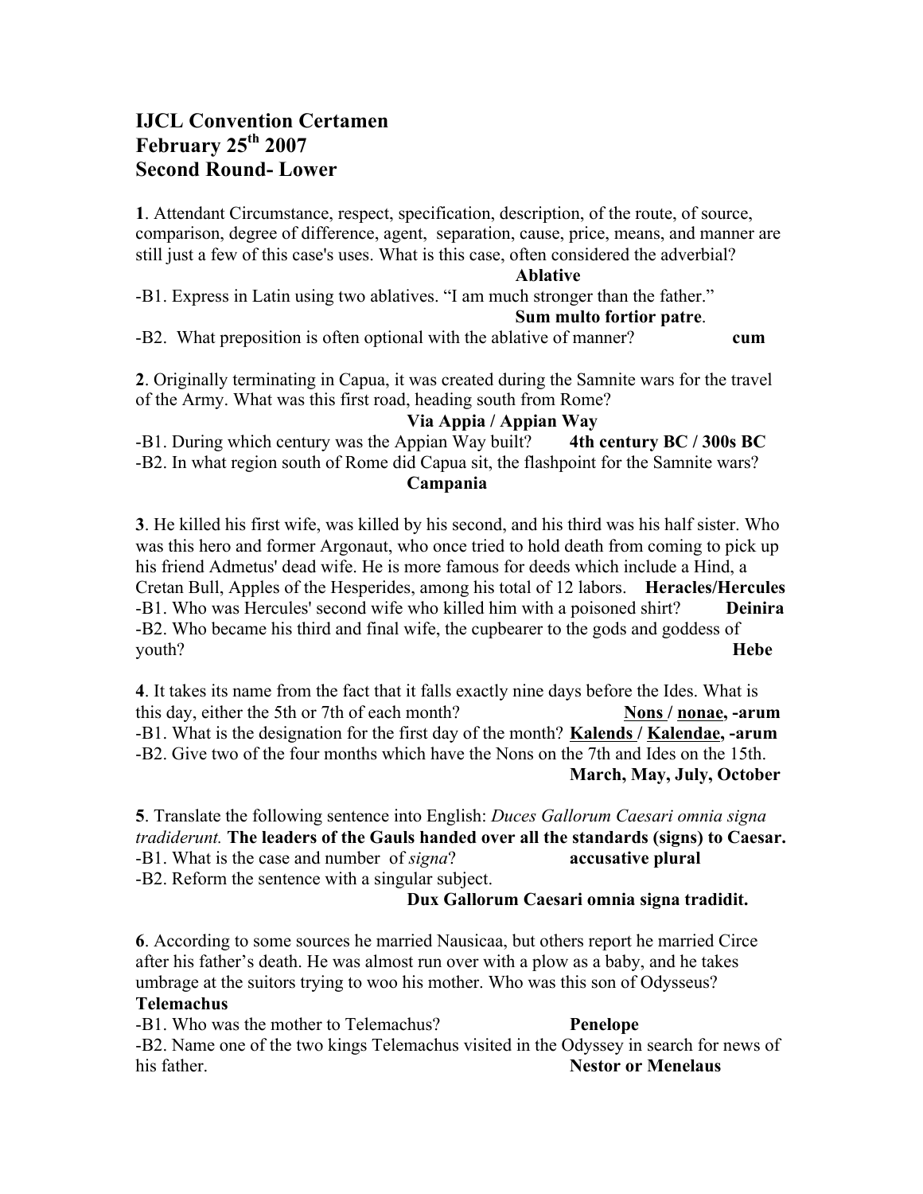# IJCL Convention Certamen
# February 25th 2007
# Second Round- Lower

**1**. Attendant Circumstance, respect, specification, description, of the route, of source, comparison, degree of difference, agent, separation, cause, price, means, and manner are still just a few of this case's uses. What is this case, often considered the adverbial?

**Ablative**

-B1. Express in Latin using two ablatives. "I am much stronger than the father."

**Sum multo fortior patre**.

-B2. What preposition is often optional with the ablative of manner? **cum**

**2**. Originally terminating in Capua, it was created during the Samnite wars for the travel of the Army. What was this first road, heading south from Rome?

**Via Appia / Appian Way**

-B1. During which century was the Appian Way built? **4th century BC / 300s BC**

-B2. In what region south of Rome did Capua sit, the flashpoint for the Samnite wars?

**Campania**

**3**. He killed his first wife, was killed by his second, and his third was his half sister. Who was this hero and former Argonaut, who once tried to hold death from coming to pick up his friend Admetus' dead wife. He is more famous for deeds which include a Hind, a Cretan Bull, Apples of the Hesperides, among his total of 12 labors. **Heracles/Hercules**

-B1. Who was Hercules' second wife who killed him with a poisoned shirt? **Deinira**

-B2. Who became his third and final wife, the cupbearer to the gods and goddess of youth? **Hebe**

**4**. It takes its name from the fact that it falls exactly nine days before the Ides. What is this day, either the 5th or 7th of each month? **Nons / nonae, -arum**

-B1. What is the designation for the first day of the month? **Kalends / Kalendae, -arum**

-B2. Give two of the four months which have the Nons on the 7th and Ides on the 15th.

**March, May, July, October**

**5**. Translate the following sentence into English: *Duces Gallorum Caesari omnia signa tradiderunt.* **The leaders of the Gauls handed over all the standards (signs) to Caesar.**

-B1. What is the case and number of *signa*? **accusative plural**

-B2. Reform the sentence with a singular subject.

**Dux Gallorum Caesari omnia signa tradidit.**

**6**. According to some sources he married Nausicaa, but others report he married Circe after his father's death. He was almost run over with a plow as a baby, and he takes umbrage at the suitors trying to woo his mother. Who was this son of Odysseus?
**Telemachus**

-B1. Who was the mother to Telemachus? **Penelope**

-B2. Name one of the two kings Telemachus visited in the Odyssey in search for news of his father. **Nestor or Menelaus**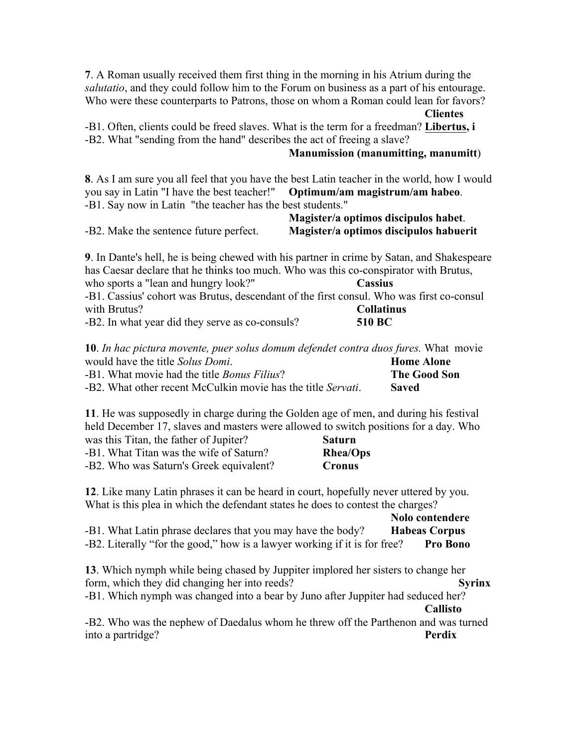**7**. A Roman usually received them first thing in the morning in his Atrium during the *salutatio*, and they could follow him to the Forum on business as a part of his entourage. Who were these counterparts to Patrons, those on whom a Roman could lean for favors? **Clientes**

-B1. Often, clients could be freed slaves. What is the term for a freedman? **Libertus, i**

-B2. What "sending from the hand" describes the act of freeing a slave? **Manumission (manumitting, manumitt**)

**8**. As I am sure you all feel that you have the best Latin teacher in the world, how I would you say in Latin "I have the best teacher!" **Optimum/am magistrum/am habeo**.

-B1. Say now in Latin "the teacher has the best students." **Magister/a optimos discipulos habet**.

-B2. Make the sentence future perfect. **Magister/a optimos discipulos habuerit**

**9**. In Dante's hell, he is being chewed with his partner in crime by Satan, and Shakespeare has Caesar declare that he thinks too much. Who was this co-conspirator with Brutus, who sports a "lean and hungry look?" **Cassius**

-B1. Cassius' cohort was Brutus, descendant of the first consul. Who was first co-consul with Brutus? **Collatinus**

-B2. In what year did they serve as co-consuls? **510 BC**

**10**. *In hac pictura movente, puer solus domum defendet contra duos fures.* What movie would have the title *Solus Domi*. **Home Alone**

-B1. What movie had the title *Bonus Filius*? **The Good Son**

-B2. What other recent McCulkin movie has the title *Servati*. **Saved**

**11**. He was supposedly in charge during the Golden age of men, and during his festival held December 17, slaves and masters were allowed to switch positions for a day. Who was this Titan, the father of Jupiter? **Saturn**

-B1. What Titan was the wife of Saturn? **Rhea/Ops**

-B2. Who was Saturn's Greek equivalent? **Cronus**

**12**. Like many Latin phrases it can be heard in court, hopefully never uttered by you. What is this plea in which the defendant states he does to contest the charges? **Nolo contendere**

-B1. What Latin phrase declares that you may have the body? **Habeas Corpus**

-B2. Literally "for the good," how is a lawyer working if it is for free? **Pro Bono**

**13**. Which nymph while being chased by Juppiter implored her sisters to change her form, which they did changing her into reeds? **Syrinx**

-B1. Which nymph was changed into a bear by Juno after Juppiter had seduced her? **Callisto**

-B2. Who was the nephew of Daedalus whom he threw off the Parthenon and was turned into a partridge? **Perdix**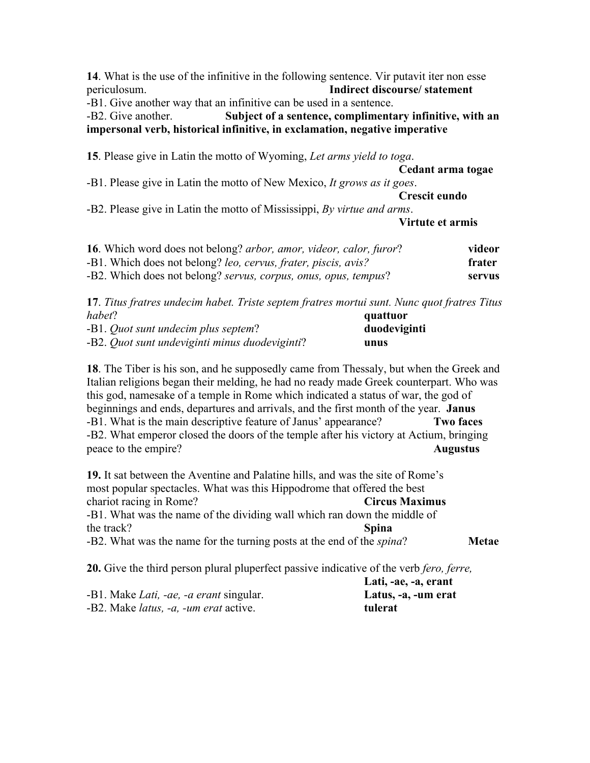**14**. What is the use of the infinitive in the following sentence. Vir putavit iter non esse periculosum. **Indirect discourse/ statement**

-B1. Give another way that an infinitive can be used in a sentence.

-B2. Give another. **Subject of a sentence, complimentary infinitive, with an impersonal verb, historical infinitive, in exclamation, negative imperative**

**15**. Please give in Latin the motto of Wyoming, *Let arms yield to toga*. **Cedant arma togae**

-B1. Please give in Latin the motto of New Mexico, *It grows as it goes*. **Crescit eundo**

-B2. Please give in Latin the motto of Mississippi, *By virtue and arms*. **Virtute et armis**

**16**. Which word does not belong? *arbor, amor, videor, calor, furor*? **videor**

-B1. Which does not belong? *leo, cervus, frater, piscis, avis?* **frater**

-B2. Which does not belong? *servus, corpus, onus, opus, tempus*? **servus**

**17**. *Titus fratres undecim habet. Triste septem fratres mortui sunt. Nunc quot fratres Titus habet*? **quattuor**

-B1. *Quot sunt undecim plus septem*? **duodeviginti**

-B2. *Quot sunt undeviginti minus duodeviginti*? **unus**

**18**. The Tiber is his son, and he supposedly came from Thessaly, but when the Greek and Italian religions began their melding, he had no ready made Greek counterpart. Who was this god, namesake of a temple in Rome which indicated a status of war, the god of beginnings and ends, departures and arrivals, and the first month of the year. **Janus**

-B1. What is the main descriptive feature of Janus' appearance? **Two faces**

-B2. What emperor closed the doors of the temple after his victory at Actium, bringing peace to the empire? **Augustus**

**19.** It sat between the Aventine and Palatine hills, and was the site of Rome's most popular spectacles. What was this Hippodrome that offered the best chariot racing in Rome? **Circus Maximus**

-B1. What was the name of the dividing wall which ran down the middle of the track? **Spina**

-B2. What was the name for the turning posts at the end of the *spina*? **Metae**

**20.** Give the third person plural pluperfect passive indicative of the verb *fero, ferre,* **Lati, -ae, -a, erant**

-B1. Make *Lati, -ae, -a erant* singular. **Latus, -a, -um erat**

-B2. Make *latus, -a, -um erat* active. **tulerat**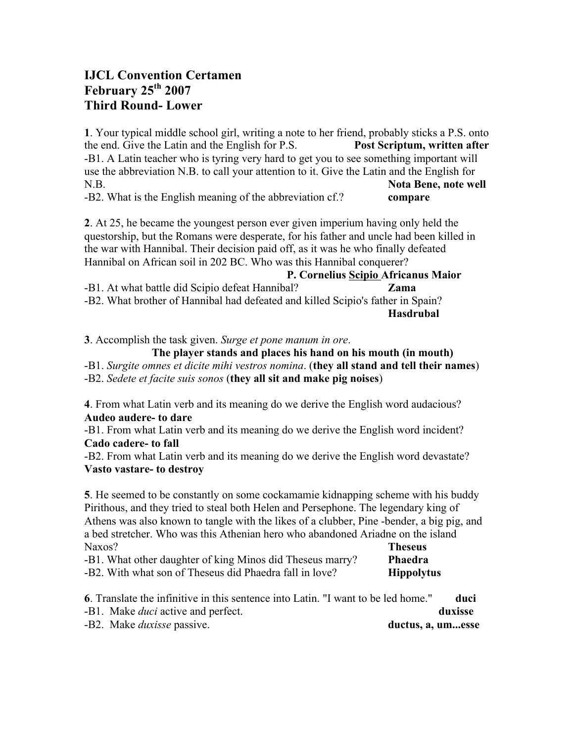# IJCL Convention Certamen
# February 25th 2007
# Third Round- Lower

**1**. Your typical middle school girl, writing a note to her friend, probably sticks a P.S. onto the end. Give the Latin and the English for P.S. **Post Scriptum, written after**
-B1. A Latin teacher who is tyring very hard to get you to see something important will use the abbreviation N.B. to call your attention to it. Give the Latin and the English for N.B. **Nota Bene, note well**
-B2. What is the English meaning of the abbreviation cf.? **compare**

**2**. At 25, he became the youngest person ever given imperium having only held the questorship, but the Romans were desperate, for his father and uncle had been killed in the war with Hannibal. Their decision paid off, as it was he who finally defeated Hannibal on African soil in 202 BC. Who was this Hannibal conquerer?
**P. Cornelius <u>Scipio</u> Africanus Maior**
-B1. At what battle did Scipio defeat Hannibal? **Zama**
-B2. What brother of Hannibal had defeated and killed Scipio's father in Spain?
**Hasdrubal**

**3**. Accomplish the task given. *Surge et pone manum in ore*.
**The player stands and places his hand on his mouth (in mouth)**
-B1. *Surgite omnes et dicite mihi vestros nomina*. (**they all stand and tell their names**)
-B2. *Sedete et facite suis sonos* (**they all sit and make pig noises**)

**4**. From what Latin verb and its meaning do we derive the English word audacious?
**Audeo audere- to dare**
-B1. From what Latin verb and its meaning do we derive the English word incident?
**Cado cadere- to fall**
-B2. From what Latin verb and its meaning do we derive the English word devastate?
**Vasto vastare- to destroy**

**5**. He seemed to be constantly on some cockamamie kidnapping scheme with his buddy Pirithous, and they tried to steal both Helen and Persephone. The legendary king of Athens was also known to tangle with the likes of a clubber, Pine -bender, a big pig, and a bed stretcher. Who was this Athenian hero who abandoned Ariadne on the island Naxos? **Theseus**
-B1. What other daughter of king Minos did Theseus marry? **Phaedra**
-B2. With what son of Theseus did Phaedra fall in love? **Hippolytus**

**6**. Translate the infinitive in this sentence into Latin. "I want to be led home." **duci**
-B1. Make *duci* active and perfect. **duxisse**
-B2. Make *duxisse* passive. **ductus, a, um...esse**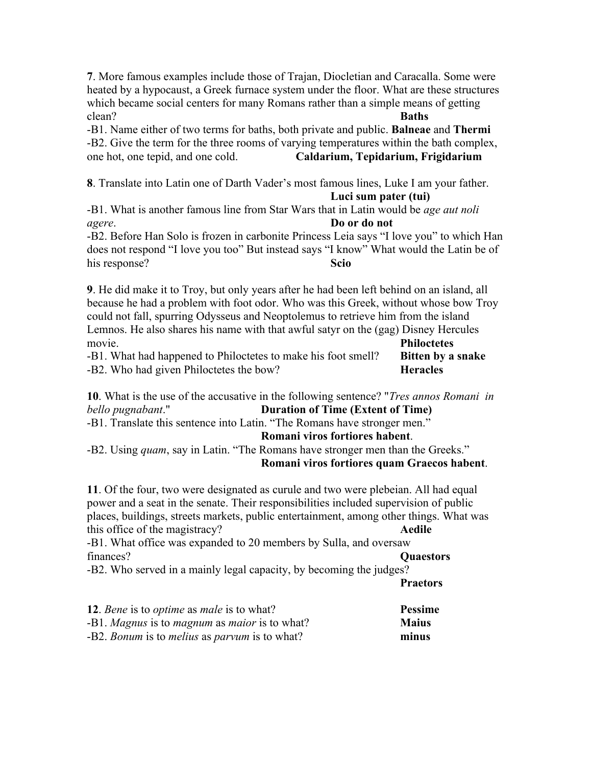**7**. More famous examples include those of Trajan, Diocletian and Caracalla. Some were heated by a hypocaust, a Greek furnace system under the floor. What are these structures which became social centers for many Romans rather than a simple means of getting clean? **Baths**

-B1. Name either of two terms for baths, both private and public. **Balneae** and **Thermi**

-B2. Give the term for the three rooms of varying temperatures within the bath complex, one hot, one tepid, and one cold. **Caldarium, Tepidarium, Frigidarium**

**8**. Translate into Latin one of Darth Vader's most famous lines, Luke I am your father. **Luci sum pater (tui)**

-B1. What is another famous line from Star Wars that in Latin would be *age aut noli agere*. **Do or do not**

-B2. Before Han Solo is frozen in carbonite Princess Leia says "I love you" to which Han does not respond "I love you too" But instead says "I know" What would the Latin be of his response? **Scio**

**9**. He did make it to Troy, but only years after he had been left behind on an island, all because he had a problem with foot odor. Who was this Greek, without whose bow Troy could not fall, spurring Odysseus and Neoptolemus to retrieve him from the island Lemnos. He also shares his name with that awful satyr on the (gag) Disney Hercules movie. **Philoctetes**

-B1. What had happened to Philoctetes to make his foot smell? **Bitten by a snake**

-B2. Who had given Philoctetes the bow? **Heracles**

**10**. What is the use of the accusative in the following sentence? "*Tres annos Romani in bello pugnabant*." **Duration of Time (Extent of Time)**

-B1. Translate this sentence into Latin. "The Romans have stronger men." **Romani viros fortiores habent**.

-B2. Using *quam*, say in Latin. "The Romans have stronger men than the Greeks." **Romani viros fortiores quam Graecos habent**.

**11**. Of the four, two were designated as curule and two were plebeian. All had equal power and a seat in the senate. Their responsibilities included supervision of public places, buildings, streets markets, public entertainment, among other things. What was this office of the magistracy? **Aedile**

-B1. What office was expanded to 20 members by Sulla, and oversaw finances? **Quaestors**

-B2. Who served in a mainly legal capacity, by becoming the judges? **Praetors**

**12**. *Bene* is to *optime* as *male* is to what? **Pessime**

-B1. *Magnus* is to *magnum* as *maior* is to what? **Maius**

-B2. *Bonum* is to *melius* as *parvum* is to what? **minus**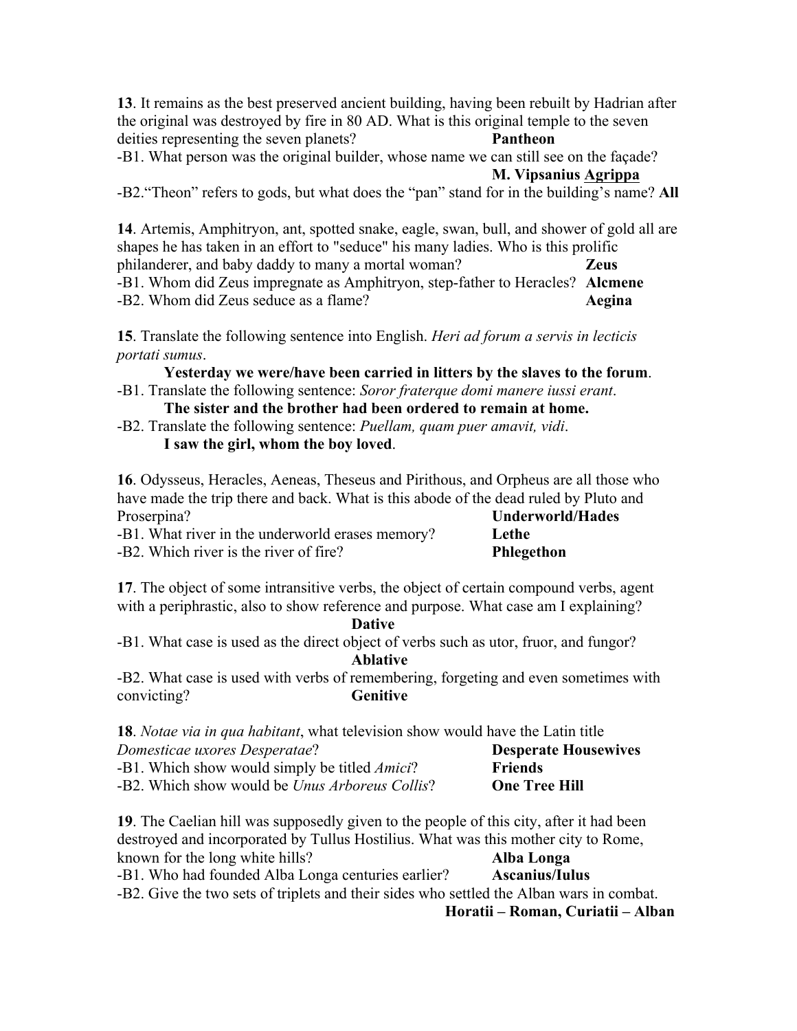**13**. It remains as the best preserved ancient building, having been rebuilt by Hadrian after the original was destroyed by fire in 80 AD. What is this original temple to the seven deities representing the seven planets? **Pantheon**

-B1. What person was the original builder, whose name we can still see on the façade? **M. Vipsanius Agrippa**

-B2."Theon" refers to gods, but what does the "pan" stand for in the building's name? **All**

**14**. Artemis, Amphitryon, ant, spotted snake, eagle, swan, bull, and shower of gold all are shapes he has taken in an effort to "seduce" his many ladies. Who is this prolific philanderer, and baby daddy to many a mortal woman? **Zeus**

-B1. Whom did Zeus impregnate as Amphitryon, step-father to Heracles? **Alcmene**

-B2. Whom did Zeus seduce as a flame? **Aegina**

**15**. Translate the following sentence into English. *Heri ad forum a servis in lecticis portati sumus*.

**Yesterday we were/have been carried in litters by the slaves to the forum**.

-B1. Translate the following sentence: *Soror fraterque domi manere iussi erant*.

**The sister and the brother had been ordered to remain at home.**

-B2. Translate the following sentence: *Puellam, quam puer amavit, vidi*.

**I saw the girl, whom the boy loved**.

**16**. Odysseus, Heracles, Aeneas, Theseus and Pirithous, and Orpheus are all those who have made the trip there and back. What is this abode of the dead ruled by Pluto and Proserpina? **Underworld/Hades**

-B1. What river in the underworld erases memory? **Lethe**

-B2. Which river is the river of fire? **Phlegethon**

**17**. The object of some intransitive verbs, the object of certain compound verbs, agent with a periphrastic, also to show reference and purpose. What case am I explaining? **Dative**

-B1. What case is used as the direct object of verbs such as utor, fruor, and fungor? **Ablative**

-B2. What case is used with verbs of remembering, forgeting and even sometimes with convicting? **Genitive**

**18**. *Notae via in qua habitant*, what television show would have the Latin title *Domesticae uxores Desperatae*? **Desperate Housewives**

-B1. Which show would simply be titled *Amici*? **Friends**

-B2. Which show would be *Unus Arboreus Collis*? **One Tree Hill**

**19**. The Caelian hill was supposedly given to the people of this city, after it had been destroyed and incorporated by Tullus Hostilius. What was this mother city to Rome, known for the long white hills? **Alba Longa**

-B1. Who had founded Alba Longa centuries earlier? **Ascanius/Iulus**

-B2. Give the two sets of triplets and their sides who settled the Alban wars in combat. **Horatii – Roman, Curiatii – Alban**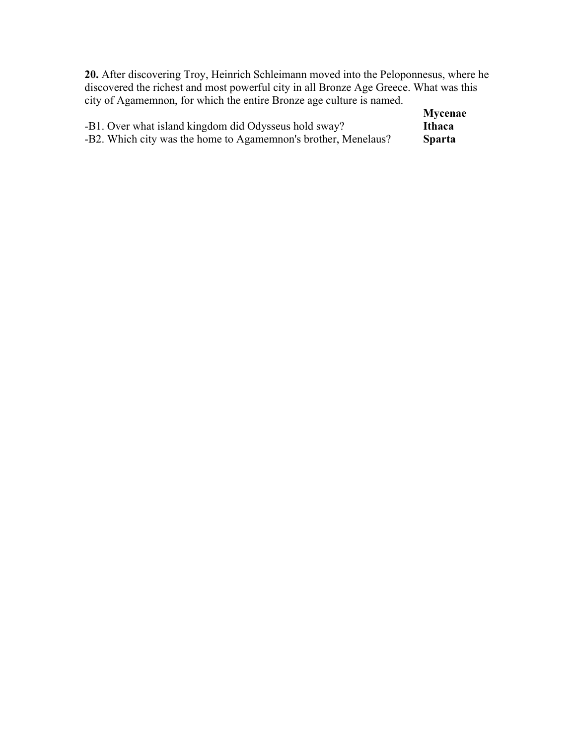**20.** After discovering Troy, Heinrich Schleimann moved into the Peloponnesus, where he discovered the richest and most powerful city in all Bronze Age Greece. What was this city of Agamemnon, for which the entire Bronze age culture is named. **Mycenae**

-B1. Over what island kingdom did Odysseus hold sway? **Ithaca**

-B2. Which city was the home to Agamemnon's brother, Menelaus? **Sparta**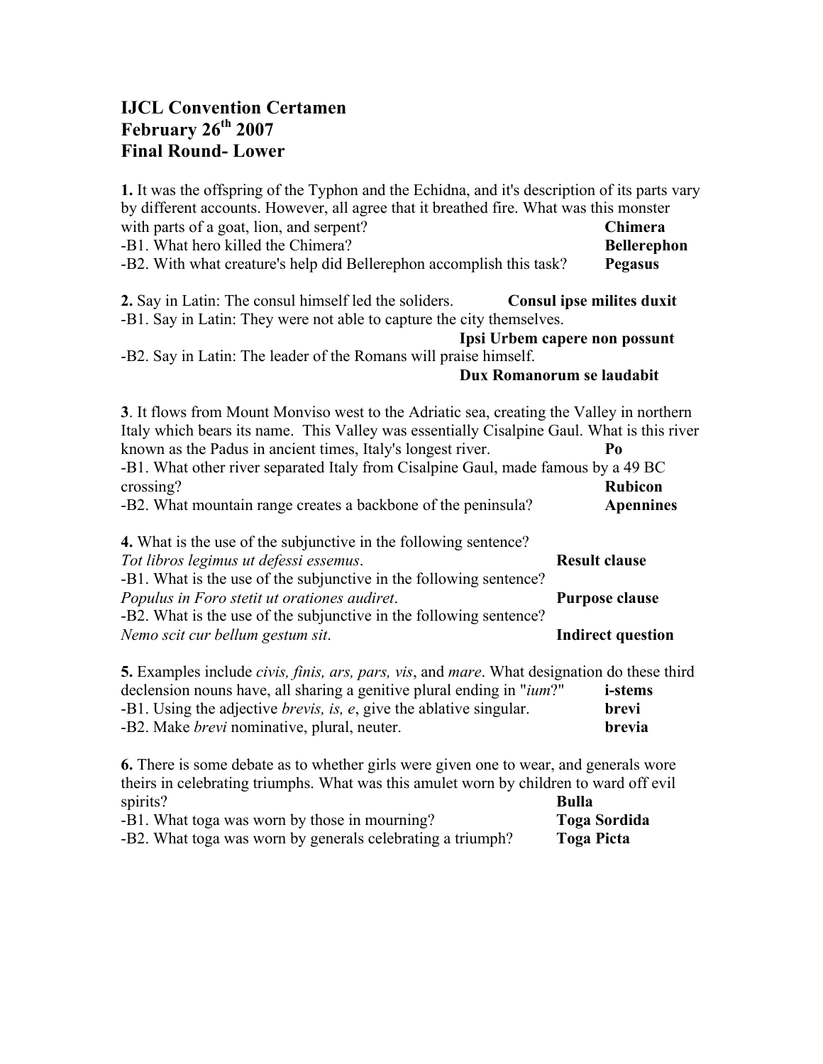# IJCL Convention Certamen
# February 26th 2007
# Final Round- Lower

**1.** It was the offspring of the Typhon and the Echidna, and it's description of its parts vary by different accounts. However, all agree that it breathed fire. What was this monster with parts of a goat, lion, and serpent? **Chimera**
-B1. What hero killed the Chimera? **Bellerephon**
-B2. With what creature's help did Bellerephon accomplish this task? **Pegasus**

**2.** Say in Latin: The consul himself led the soliders. **Consul ipse milites duxit**
-B1. Say in Latin: They were not able to capture the city themselves. **Ipsi Urbem capere non possunt**
-B2. Say in Latin: The leader of the Romans will praise himself. **Dux Romanorum se laudabit**

**3**. It flows from Mount Monviso west to the Adriatic sea, creating the Valley in northern Italy which bears its name. This Valley was essentially Cisalpine Gaul. What is this river known as the Padus in ancient times, Italy's longest river. **Po**
-B1. What other river separated Italy from Cisalpine Gaul, made famous by a 49 BC crossing? **Rubicon**
-B2. What mountain range creates a backbone of the peninsula? **Apennines**

**4.** What is the use of the subjunctive in the following sentence?
*Tot libros legimus ut defessi essemus*. **Result clause**
-B1. What is the use of the subjunctive in the following sentence?
*Populus in Foro stetit ut orationes audiret*. **Purpose clause**
-B2. What is the use of the subjunctive in the following sentence?
*Nemo scit cur bellum gestum sit*. **Indirect question**

**5.** Examples include *civis, finis, ars, pars, vis*, and *mare*. What designation do these third declension nouns have, all sharing a genitive plural ending in "*ium*?" **i-stems**
-B1. Using the adjective *brevis, is, e*, give the ablative singular. **brevi**
-B2. Make *brevi* nominative, plural, neuter. **brevia**

**6.** There is some debate as to whether girls were given one to wear, and generals wore theirs in celebrating triumphs. What was this amulet worn by children to ward off evil spirits? **Bulla**
-B1. What toga was worn by those in mourning? **Toga Sordida**
-B2. What toga was worn by generals celebrating a triumph? **Toga Picta**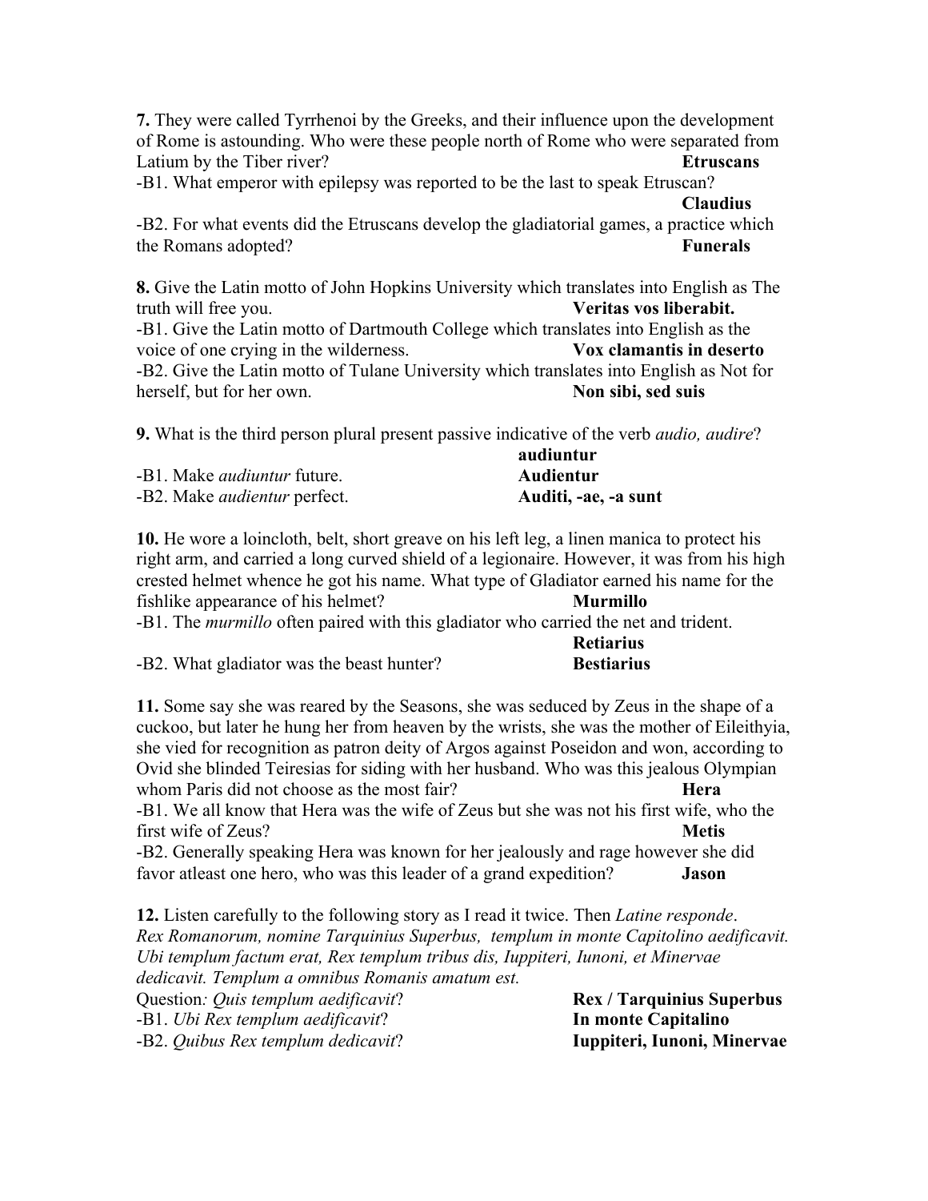**7.** They were called Tyrrhenoi by the Greeks, and their influence upon the development of Rome is astounding. Who were these people north of Rome who were separated from Latium by the Tiber river? **Etruscans**

-B1. What emperor with epilepsy was reported to be the last to speak Etruscan? **Claudius**

-B2. For what events did the Etruscans develop the gladiatorial games, a practice which the Romans adopted? **Funerals**

**8.** Give the Latin motto of John Hopkins University which translates into English as The truth will free you. **Veritas vos liberabit.**

-B1. Give the Latin motto of Dartmouth College which translates into English as the voice of one crying in the wilderness. **Vox clamantis in deserto**

-B2. Give the Latin motto of Tulane University which translates into English as Not for herself, but for her own. **Non sibi, sed suis**

**9.** What is the third person plural present passive indicative of the verb *audio, audire*? **audiuntur**

-B1. Make *audiuntur* future. **Audientur**

-B2. Make *audientur* perfect. **Auditi, -ae, -a sunt**

**10.** He wore a loincloth, belt, short greave on his left leg, a linen manica to protect his right arm, and carried a long curved shield of a legionaire. However, it was from his high crested helmet whence he got his name. What type of Gladiator earned his name for the fishlike appearance of his helmet? **Murmillo**

-B1. The *murmillo* often paired with this gladiator who carried the net and trident. **Retiarius**

-B2. What gladiator was the beast hunter? **Bestiarius**

**11.** Some say she was reared by the Seasons, she was seduced by Zeus in the shape of a cuckoo, but later he hung her from heaven by the wrists, she was the mother of Eileithyia, she vied for recognition as patron deity of Argos against Poseidon and won, according to Ovid she blinded Teiresias for siding with her husband. Who was this jealous Olympian whom Paris did not choose as the most fair? **Hera**

-B1. We all know that Hera was the wife of Zeus but she was not his first wife, who the first wife of Zeus? **Metis**

-B2. Generally speaking Hera was known for her jealously and rage however she did favor atleast one hero, who was this leader of a grand expedition? **Jason**

**12.** Listen carefully to the following story as I read it twice. Then *Latine responde*. *Rex Romanorum, nomine Tarquinius Superbus, templum in monte Capitolino aedificavit. Ubi templum factum erat, Rex templum tribus dis, Iuppiteri, Iunoni, et Minervae dedicavit. Templum a omnibus Romanis amatum est.*

Question*: Quis templum aedificavit*? **Rex / Tarquinius Superbus**

-B1. *Ubi Rex templum aedificavit*? **In monte Capitalino**

-B2. *Quibus Rex templum dedicavit*? **Iuppiteri, Iunoni, Minervae**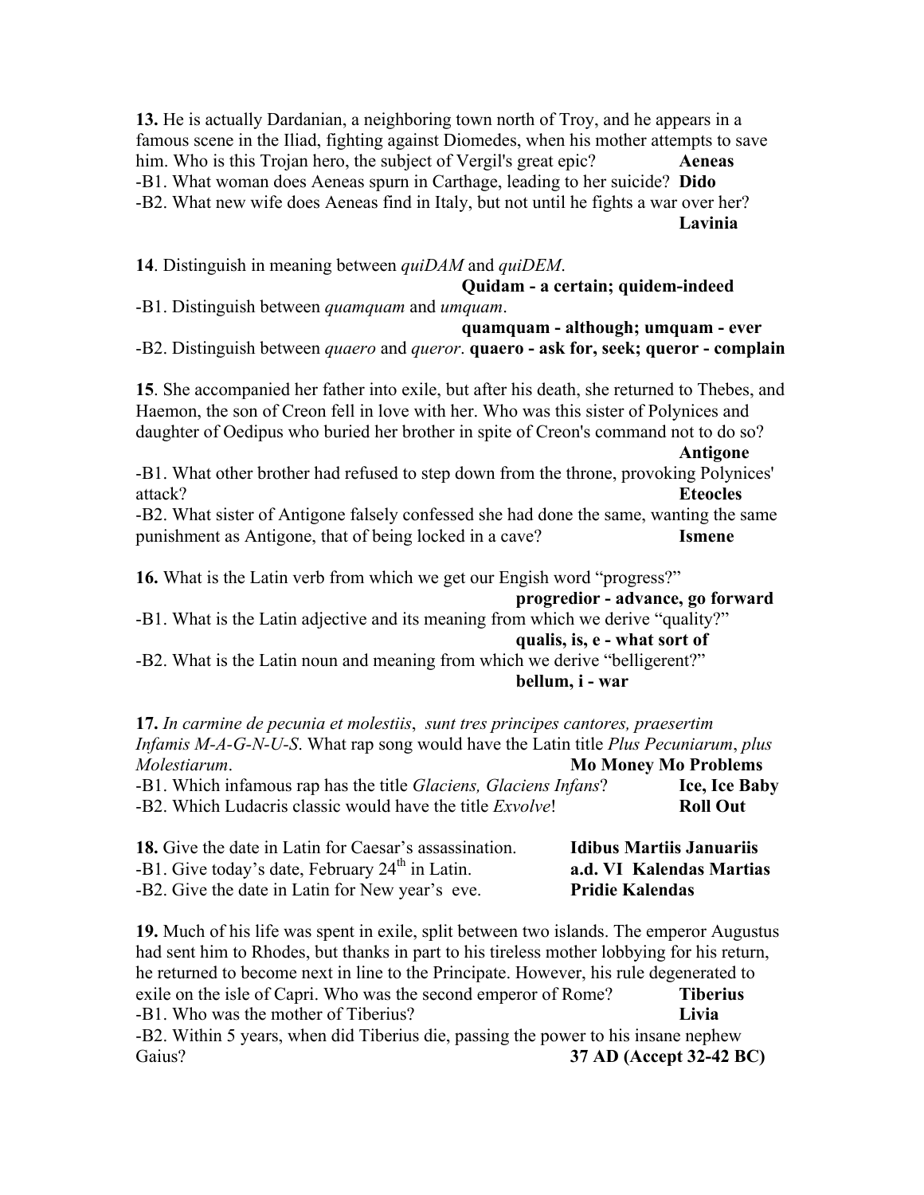**13.** He is actually Dardanian, a neighboring town north of Troy, and he appears in a famous scene in the Iliad, fighting against Diomedes, when his mother attempts to save him. Who is this Trojan hero, the subject of Vergil's great epic? **Aeneas**

-B1. What woman does Aeneas spurn in Carthage, leading to her suicide? **Dido**

-B2. What new wife does Aeneas find in Italy, but not until he fights a war over her? **Lavinia**

**14**. Distinguish in meaning between *quiDAM* and *quiDEM*. **Quidam - a certain; quidem-indeed**

-B1. Distinguish between *quamquam* and *umquam*. **quamquam - although; umquam - ever**

-B2. Distinguish between *quaero* and *queror*. **quaero - ask for, seek; queror - complain**

**15**. She accompanied her father into exile, but after his death, she returned to Thebes, and Haemon, the son of Creon fell in love with her. Who was this sister of Polynices and daughter of Oedipus who buried her brother in spite of Creon's command not to do so? **Antigone**

-B1. What other brother had refused to step down from the throne, provoking Polynices' attack? **Eteocles**

-B2. What sister of Antigone falsely confessed she had done the same, wanting the same punishment as Antigone, that of being locked in a cave? **Ismene**

**16.** What is the Latin verb from which we get our Engish word "progress?" **progredior - advance, go forward**

-B1. What is the Latin adjective and its meaning from which we derive "quality?" **qualis, is, e - what sort of**

-B2. What is the Latin noun and meaning from which we derive "belligerent?" **bellum, i - war**

**17.** *In carmine de pecunia et molestiis*, *sunt tres principes cantores, praesertim Infamis M-A-G-N-U-S*. What rap song would have the Latin title *Plus Pecuniarum*, *plus Molestiarum*. **Mo Money Mo Problems**

-B1. Which infamous rap has the title *Glaciens, Glaciens Infans*? **Ice, Ice Baby**

-B2. Which Ludacris classic would have the title *Exvolve*! **Roll Out**

**18.** Give the date in Latin for Caesar's assassination. **Idibus Martiis Januariis**

-B1. Give today's date, February 24th in Latin. **a.d. VI Kalendas Martias**

-B2. Give the date in Latin for New year's eve. **Pridie Kalendas**

**19.** Much of his life was spent in exile, split between two islands. The emperor Augustus had sent him to Rhodes, but thanks in part to his tireless mother lobbying for his return, he returned to become next in line to the Principate. However, his rule degenerated to exile on the isle of Capri. Who was the second emperor of Rome? **Tiberius**

-B1. Who was the mother of Tiberius? **Livia**

-B2. Within 5 years, when did Tiberius die, passing the power to his insane nephew Gaius? **37 AD (Accept 32-42 BC)**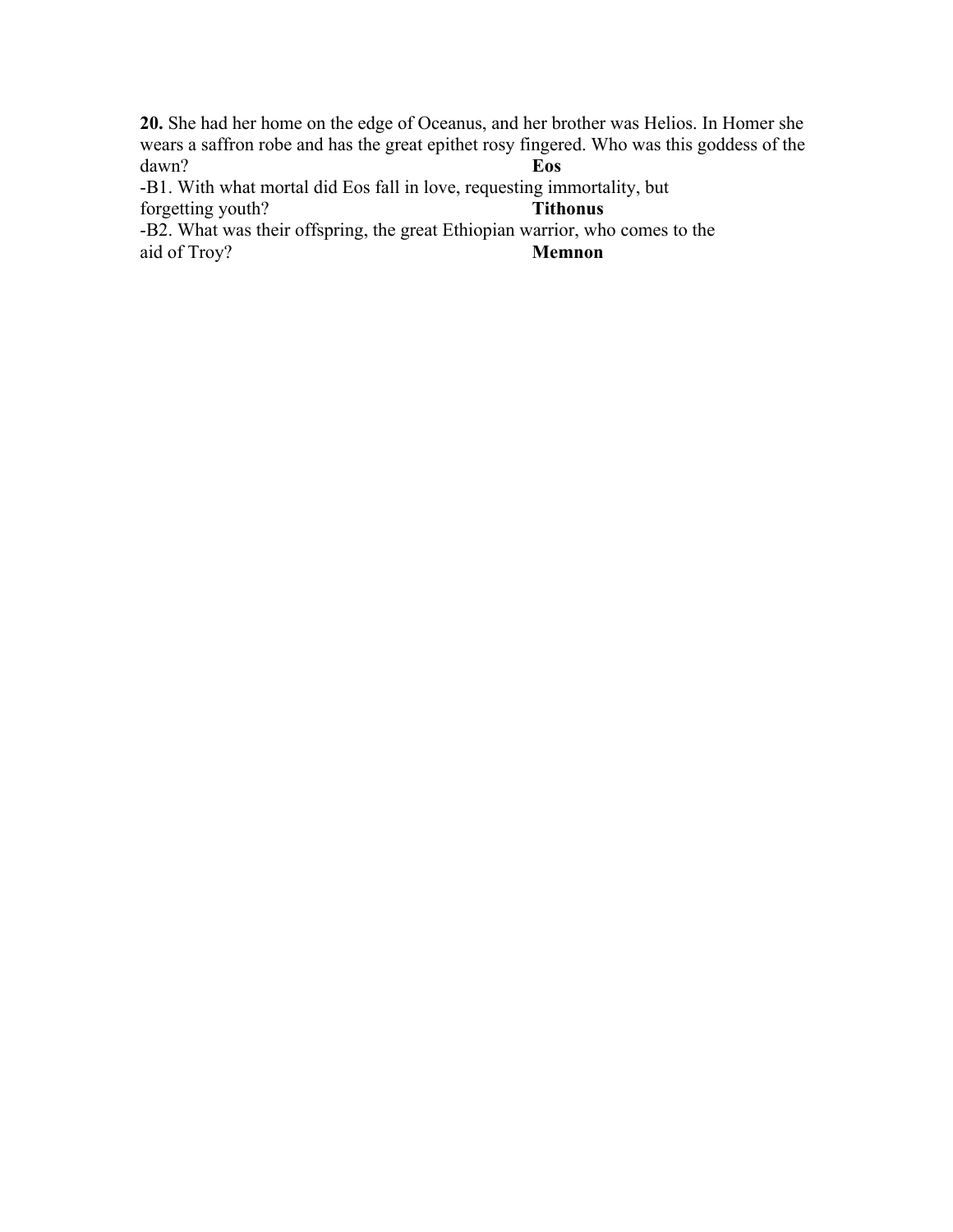**20.** She had her home on the edge of Oceanus, and her brother was Helios. In Homer she wears a saffron robe and has the great epithet rosy fingered. Who was this goddess of the dawn? **Eos**

-B1. With what mortal did Eos fall in love, requesting immortality, but forgetting youth? **Tithonus**

-B2. What was their offspring, the great Ethiopian warrior, who comes to the aid of Troy? **Memnon**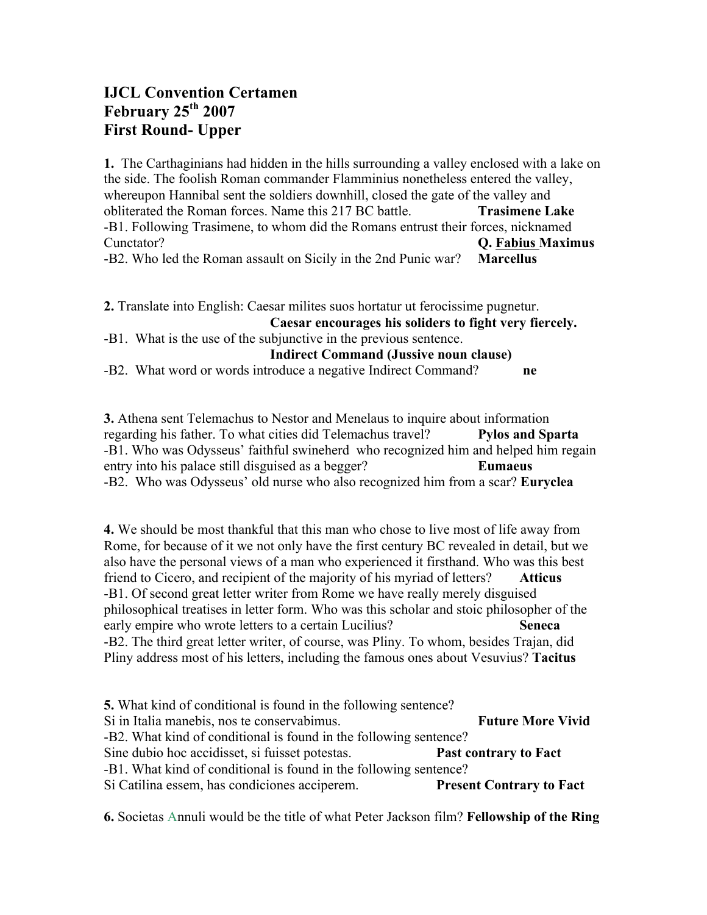# IJCL Convention Certamen
# February 25th 2007
# First Round- Upper

**1.** The Carthaginians had hidden in the hills surrounding a valley enclosed with a lake on the side. The foolish Roman commander Flamminius nonetheless entered the valley, whereupon Hannibal sent the soldiers downhill, closed the gate of the valley and obliterated the Roman forces. Name this 217 BC battle. **Trasimene Lake**

-B1. Following Trasimene, to whom did the Romans entrust their forces, nicknamed Cunctator? **Q. Fabius Maximus**

-B2. Who led the Roman assault on Sicily in the 2nd Punic war? **Marcellus**

**2.** Translate into English: Caesar milites suos hortatur ut ferocissime pugnetur.

**Caesar encourages his soliders to fight very fiercely.**

-B1. What is the use of the subjunctive in the previous sentence.

**Indirect Command (Jussive noun clause)**

-B2. What word or words introduce a negative Indirect Command? **ne**

**3.** Athena sent Telemachus to Nestor and Menelaus to inquire about information regarding his father. To what cities did Telemachus travel? **Pylos and Sparta**

-B1. Who was Odysseus' faithful swineherd who recognized him and helped him regain entry into his palace still disguised as a begger? **Eumaeus**

-B2. Who was Odysseus' old nurse who also recognized him from a scar? **Euryclea**

**4.** We should be most thankful that this man who chose to live most of life away from Rome, for because of it we not only have the first century BC revealed in detail, but we also have the personal views of a man who experienced it firsthand. Who was this best friend to Cicero, and recipient of the majority of his myriad of letters? **Atticus**

-B1. Of second great letter writer from Rome we have really merely disguised philosophical treatises in letter form. Who was this scholar and stoic philosopher of the early empire who wrote letters to a certain Lucilius? **Seneca**

-B2. The third great letter writer, of course, was Pliny. To whom, besides Trajan, did Pliny address most of his letters, including the famous ones about Vesuvius? **Tacitus**

**5.** What kind of conditional is found in the following sentence?
Si in Italia manebis, nos te conservabimus. **Future More Vivid**

-B2. What kind of conditional is found in the following sentence?
Sine dubio hoc accidisset, si fuisset potestas. **Past contrary to Fact**

-B1. What kind of conditional is found in the following sentence?
Si Catilina essem, has condiciones acciperem. **Present Contrary to Fact**

**6.** Societas Annuli would be the title of what Peter Jackson film? **Fellowship of the Ring**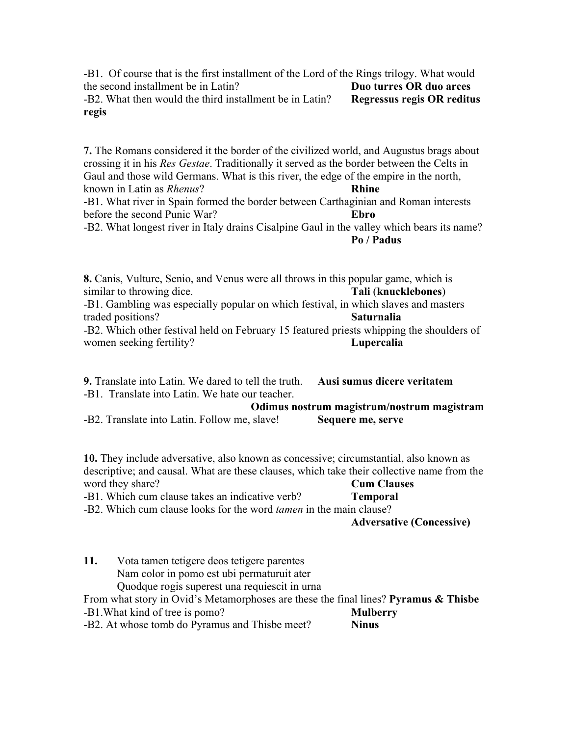-B1. Of course that is the first installment of the Lord of the Rings trilogy. What would the second installment be in Latin? **Duo turres OR duo arces**

-B2. What then would the third installment be in Latin? **Regressus regis OR reditus regis**

**7.** The Romans considered it the border of the civilized world, and Augustus brags about crossing it in his *Res Gestae*. Traditionally it served as the border between the Celts in Gaul and those wild Germans. What is this river, the edge of the empire in the north, known in Latin as *Rhenus*? **Rhine**

-B1. What river in Spain formed the border between Carthaginian and Roman interests before the second Punic War? **Ebro**

-B2. What longest river in Italy drains Cisalpine Gaul in the valley which bears its name? **Po / Padus**

**8.** Canis, Vulture, Senio, and Venus were all throws in this popular game, which is similar to throwing dice. **Tali** (**knucklebones**)

-B1. Gambling was especially popular on which festival, in which slaves and masters traded positions? **Saturnalia**

-B2. Which other festival held on February 15 featured priests whipping the shoulders of women seeking fertility? **Lupercalia**

**9.** Translate into Latin. We dared to tell the truth. **Ausi sumus dicere veritatem**

-B1. Translate into Latin. We hate our teacher. **Odimus nostrum magistrum/nostrum magistram**

-B2. Translate into Latin. Follow me, slave! **Sequere me, serve**

**10.** They include adversative, also known as concessive; circumstantial, also known as descriptive; and causal. What are these clauses, which take their collective name from the word they share? **Cum Clauses**

-B1. Which cum clause takes an indicative verb? **Temporal**

-B2. Which cum clause looks for the word *tamen* in the main clause? **Adversative (Concessive)**

**11.**

Vota tamen tetigere deos tetigere parentes
Nam color in pomo est ubi permaturuit ater
Quodque rogis superest una requiescit in urna

From what story in Ovid's Metamorphoses are these the final lines? **Pyramus & Thisbe**

-B1. What kind of tree is pomo? **Mulberry**

-B2. At whose tomb do Pyramus and Thisbe meet? **Ninus**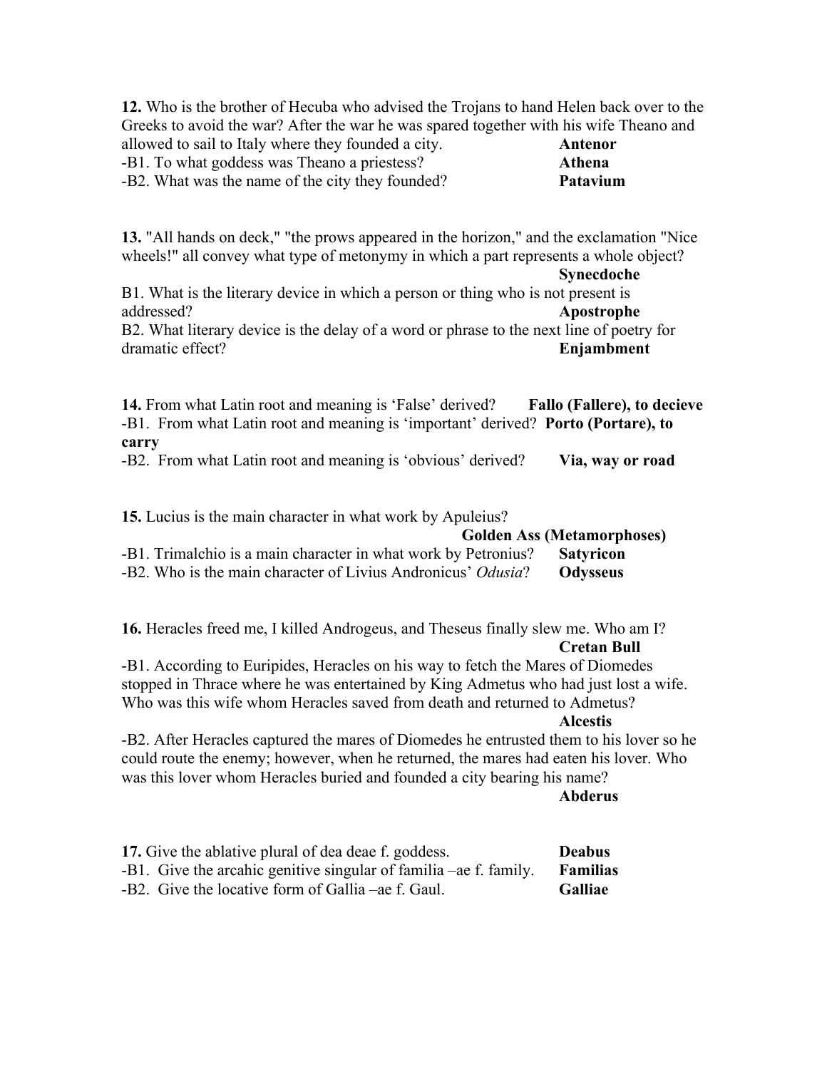**12.** Who is the brother of Hecuba who advised the Trojans to hand Helen back over to the Greeks to avoid the war? After the war he was spared together with his wife Theano and allowed to sail to Italy where they founded a city. **Antenor**
-B1. To what goddess was Theano a priestess? **Athena**
-B2. What was the name of the city they founded? **Patavium**

**13.** "All hands on deck," "the prows appeared in the horizon," and the exclamation "Nice wheels!" all convey what type of metonymy in which a part represents a whole object? **Synecdoche**
B1. What is the literary device in which a person or thing who is not present is addressed? **Apostrophe**
B2. What literary device is the delay of a word or phrase to the next line of poetry for dramatic effect? **Enjambment**

**14.** From what Latin root and meaning is 'False' derived? **Fallo (Fallere), to decieve**
-B1. From what Latin root and meaning is 'important' derived? **Porto (Portare), to carry**
-B2. From what Latin root and meaning is 'obvious' derived? **Via, way or road**

**15.** Lucius is the main character in what work by Apuleius? **Golden Ass (Metamorphoses)**
-B1. Trimalchio is a main character in what work by Petronius? **Satyricon**
-B2. Who is the main character of Livius Andronicus' *Odusia*? **Odysseus**

**16.** Heracles freed me, I killed Androgeus, and Theseus finally slew me. Who am I? **Cretan Bull**
-B1. According to Euripides, Heracles on his way to fetch the Mares of Diomedes stopped in Thrace where he was entertained by King Admetus who had just lost a wife. Who was this wife whom Heracles saved from death and returned to Admetus? **Alcestis**
-B2. After Heracles captured the mares of Diomedes he entrusted them to his lover so he could route the enemy; however, when he returned, the mares had eaten his lover. Who was this lover whom Heracles buried and founded a city bearing his name? **Abderus**

**17.** Give the ablative plural of dea deae f. goddess. **Deabus**
-B1. Give the arcahic genitive singular of familia –ae f. family. **Familias**
-B2. Give the locative form of Gallia –ae f. Gaul. **Galliae**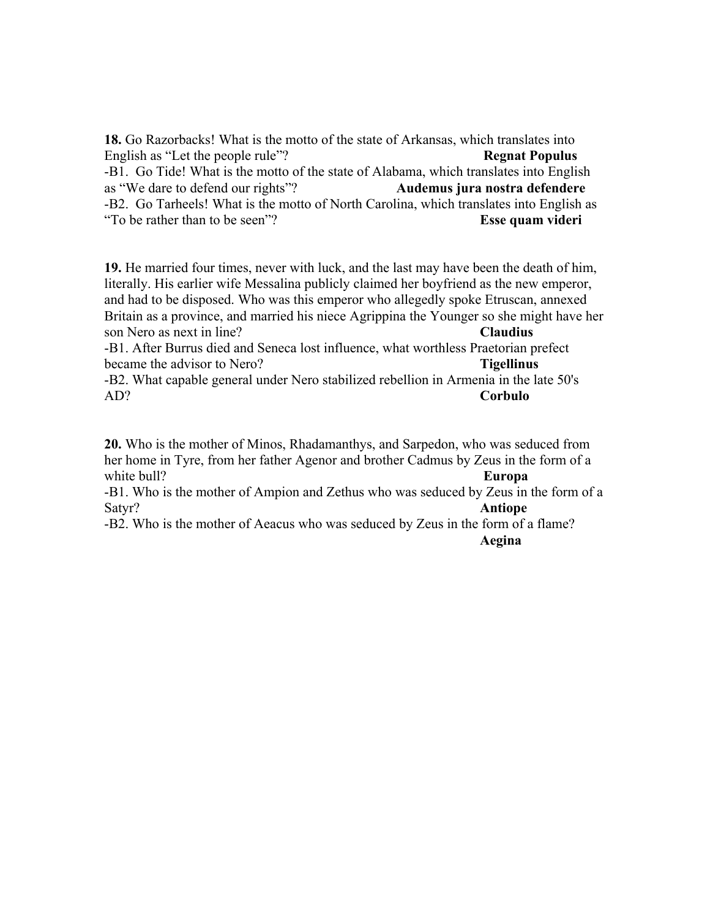**18.** Go Razorbacks! What is the motto of the state of Arkansas, which translates into English as “Let the people rule”? **Regnat Populus**

-B1. Go Tide! What is the motto of the state of Alabama, which translates into English as “We dare to defend our rights”? **Audemus jura nostra defendere**

-B2. Go Tarheels! What is the motto of North Carolina, which translates into English as “To be rather than to be seen”? **Esse quam videri**

**19.** He married four times, never with luck, and the last may have been the death of him, literally. His earlier wife Messalina publicly claimed her boyfriend as the new emperor, and had to be disposed. Who was this emperor who allegedly spoke Etruscan, annexed Britain as a province, and married his niece Agrippina the Younger so she might have her son Nero as next in line? **Claudius**

-B1. After Burrus died and Seneca lost influence, what worthless Praetorian prefect became the advisor to Nero? **Tigellinus**

-B2. What capable general under Nero stabilized rebellion in Armenia in the late 50's AD? **Corbulo**

**20.** Who is the mother of Minos, Rhadamanthys, and Sarpedon, who was seduced from her home in Tyre, from her father Agenor and brother Cadmus by Zeus in the form of a white bull? **Europa**

-B1. Who is the mother of Ampion and Zethus who was seduced by Zeus in the form of a Satyr? **Antiope**

-B2. Who is the mother of Aeacus who was seduced by Zeus in the form of a flame? **Aegina**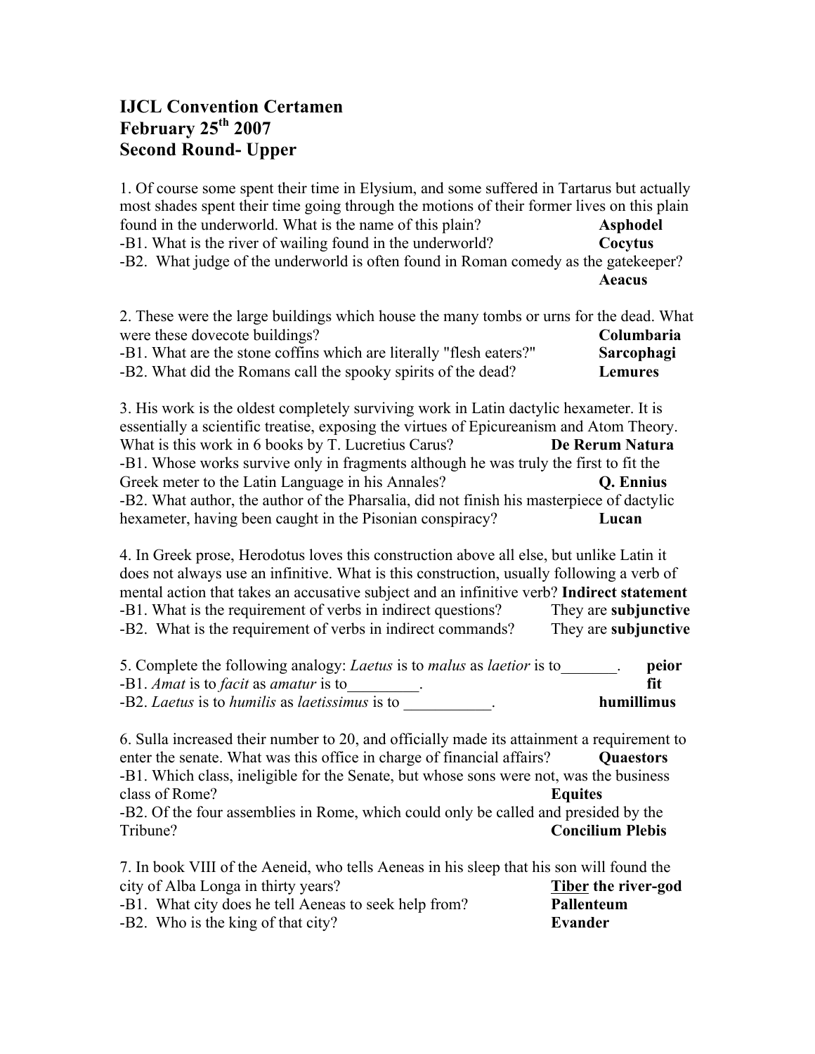# IJCL Convention Certamen
# February 25th 2007
# Second Round- Upper

1. Of course some spent their time in Elysium, and some suffered in Tartarus but actually most shades spent their time going through the motions of their former lives on this plain found in the underworld. What is the name of this plain? **Asphodel**
-B1. What is the river of wailing found in the underworld? **Cocytus**
-B2. What judge of the underworld is often found in Roman comedy as the gatekeeper? **Aeacus**

2. These were the large buildings which house the many tombs or urns for the dead. What were these dovecote buildings? **Columbaria**
-B1. What are the stone coffins which are literally "flesh eaters?" **Sarcophagi**
-B2. What did the Romans call the spooky spirits of the dead? **Lemures**

3. His work is the oldest completely surviving work in Latin dactylic hexameter. It is essentially a scientific treatise, exposing the virtues of Epicureanism and Atom Theory. What is this work in 6 books by T. Lucretius Carus? **De Rerum Natura**
-B1. Whose works survive only in fragments although he was truly the first to fit the Greek meter to the Latin Language in his Annales? **Q. Ennius**
-B2. What author, the author of the Pharsalia, did not finish his masterpiece of dactylic hexameter, having been caught in the Pisonian conspiracy? **Lucan**

4. In Greek prose, Herodotus loves this construction above all else, but unlike Latin it does not always use an infinitive. What is this construction, usually following a verb of mental action that takes an accusative subject and an infinitive verb? **Indirect statement**
-B1. What is the requirement of verbs in indirect questions? They are **subjunctive**
-B2. What is the requirement of verbs in indirect commands? They are **subjunctive**

5. Complete the following analogy: *Laetus* is to *malus* as *laetior* is to_______. **peior**
-B1. *Amat* is to *facit* as *amatur* is to_________. **fit**
-B2. *Laetus* is to *humilis* as *laetissimus* is to ___________. **humillimus**

6. Sulla increased their number to 20, and officially made its attainment a requirement to enter the senate. What was this office in charge of financial affairs? **Quaestors**
-B1. Which class, ineligible for the Senate, but whose sons were not, was the business class of Rome? **Equites**
-B2. Of the four assemblies in Rome, which could only be called and presided by the Tribune? **Concilium Plebis**

7. In book VIII of the Aeneid, who tells Aeneas in his sleep that his son will found the city of Alba Longa in thirty years? **<u>Tiber</u> the river-god**
-B1. What city does he tell Aeneas to seek help from? **Pallenteum**
-B2. Who is the king of that city? **Evander**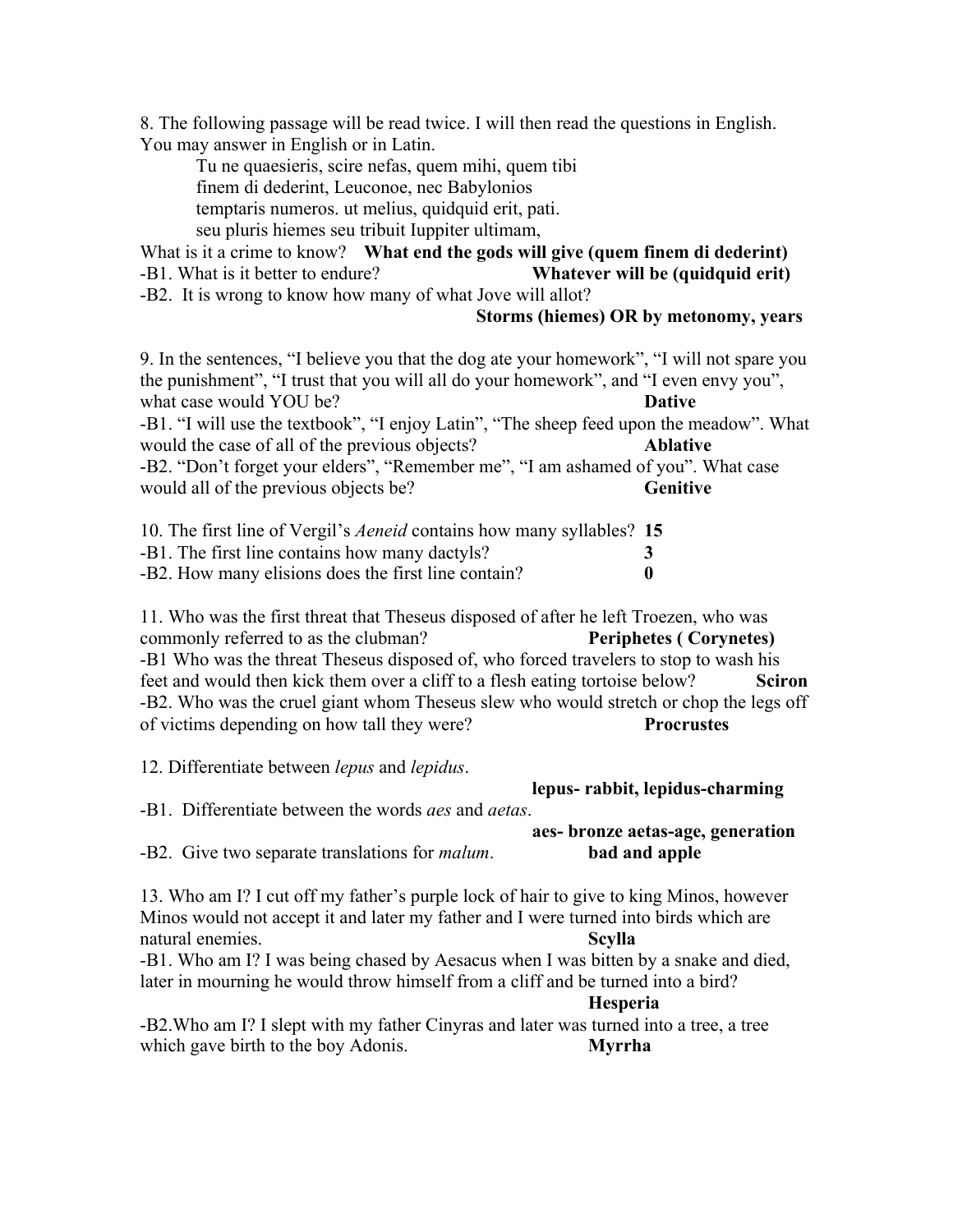8. The following passage will be read twice. I will then read the questions in English. You may answer in English or in Latin.

> Tu ne quaesieris, scire nefas, quem mihi, quem tibi
> finem di dederint, Leuconoe, nec Babylonios
> temptaris numeros. ut melius, quidquid erit, pati.
> seu pluris hiemes seu tribuit Iuppiter ultimam,

What is it a crime to know? **What end the gods will give (quem finem di dederint)**

-B1. What is it better to endure? **Whatever will be (quidquid erit)**

-B2. It is wrong to know how many of what Jove will allot? **Storms (hiemes) OR by metonomy, years**

9. In the sentences, "I believe you that the dog ate your homework", "I will not spare you the punishment", "I trust that you will all do your homework", and "I even envy you", what case would YOU be? **Dative**

-B1. "I will use the textbook", "I enjoy Latin", "The sheep feed upon the meadow". What would the case of all of the previous objects? **Ablative**

-B2. "Don't forget your elders", "Remember me", "I am ashamed of you". What case would all of the previous objects be? **Genitive**

10. The first line of Vergil's *Aeneid* contains how many syllables? **15**

-B1. The first line contains how many dactyls? **3**

-B2. How many elisions does the first line contain? **0**

11. Who was the first threat that Theseus disposed of after he left Troezen, who was commonly referred to as the clubman? **Periphetes ( Corynetes)**

-B1 Who was the threat Theseus disposed of, who forced travelers to stop to wash his feet and would then kick them over a cliff to a flesh eating tortoise below? **Sciron**

-B2. Who was the cruel giant whom Theseus slew who would stretch or chop the legs off of victims depending on how tall they were? **Procrustes**

12. Differentiate between *lepus* and *lepidus*.

**lepus- rabbit, lepidus-charming**

-B1. Differentiate between the words *aes* and *aetas*.

**aes- bronze aetas-age, generation**

-B2. Give two separate translations for *malum*. **bad and apple**

13. Who am I? I cut off my father's purple lock of hair to give to king Minos, however Minos would not accept it and later my father and I were turned into birds which are natural enemies. **Scylla**

-B1. Who am I? I was being chased by Aesacus when I was bitten by a snake and died, later in mourning he would throw himself from a cliff and be turned into a bird?

**Hesperia**

-B2.Who am I? I slept with my father Cinyras and later was turned into a tree, a tree which gave birth to the boy Adonis. **Myrrha**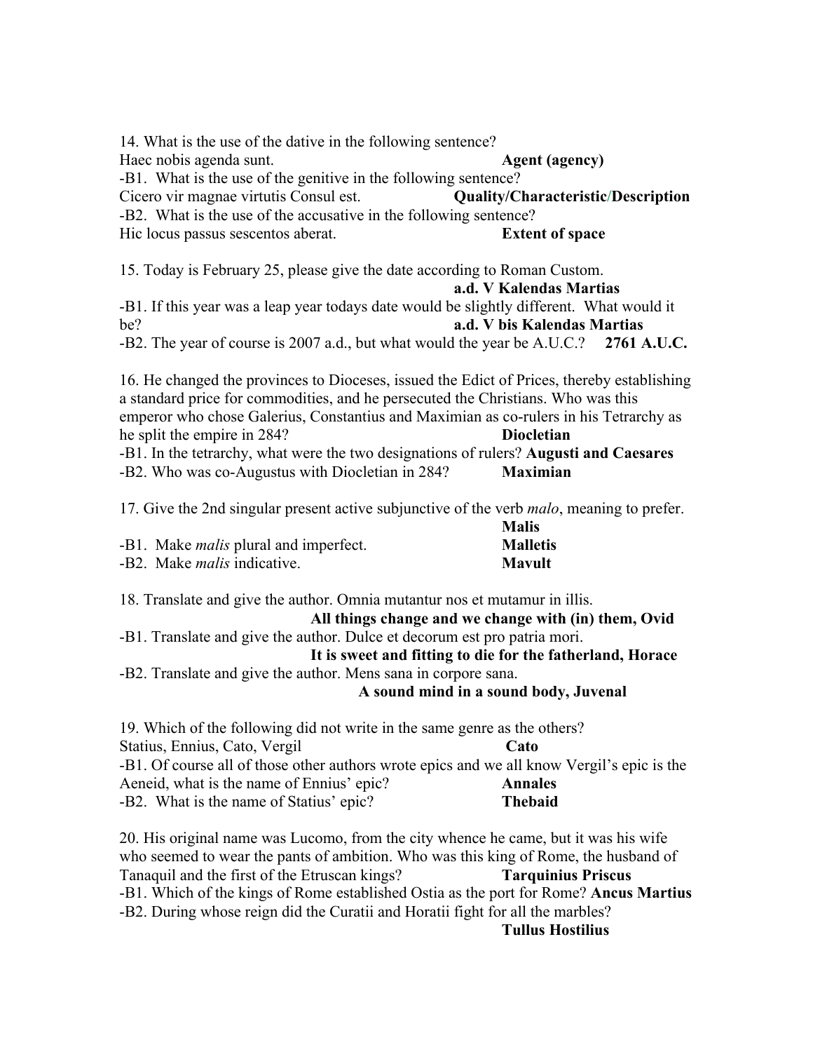14. What is the use of the dative in the following sentence?
Haec nobis agenda sunt. **Agent (agency)**
-B1. What is the use of the genitive in the following sentence?
Cicero vir magnae virtutis Consul est. **Quality/Characteristic/Description**
-B2. What is the use of the accusative in the following sentence?
Hic locus passus sescentos aberat. **Extent of space**

15. Today is February 25, please give the date according to Roman Custom.
**a.d. V Kalendas Martias**
-B1. If this year was a leap year todays date would be slightly different. What would it be? **a.d. V bis Kalendas Martias**
-B2. The year of course is 2007 a.d., but what would the year be A.U.C.? **2761 A.U.C.**

16. He changed the provinces to Dioceses, issued the Edict of Prices, thereby establishing a standard price for commodities, and he persecuted the Christians. Who was this emperor who chose Galerius, Constantius and Maximian as co-rulers in his Tetrarchy as he split the empire in 284? **Diocletian**
-B1. In the tetrarchy, what were the two designations of rulers? **Augusti and Caesares**
-B2. Who was co-Augustus with Diocletian in 284? **Maximian**

17. Give the 2nd singular present active subjunctive of the verb *malo*, meaning to prefer.
**Malis**
-B1. Make *malis* plural and imperfect. **Malletis**
-B2. Make *malis* indicative. **Mavult**

18. Translate and give the author. Omnia mutantur nos et mutamur in illis.
**All things change and we change with (in) them, Ovid**
-B1. Translate and give the author. Dulce et decorum est pro patria mori.
**It is sweet and fitting to die for the fatherland, Horace**
-B2. Translate and give the author. Mens sana in corpore sana.
**A sound mind in a sound body, Juvenal**

19. Which of the following did not write in the same genre as the others?
Statius, Ennius, Cato, Vergil **Cato**
-B1. Of course all of those other authors wrote epics and we all know Vergil's epic is the Aeneid, what is the name of Ennius' epic? **Annales**
-B2. What is the name of Statius' epic? **Thebaid**

20. His original name was Lucomo, from the city whence he came, but it was his wife who seemed to wear the pants of ambition. Who was this king of Rome, the husband of Tanaquil and the first of the Etruscan kings? **Tarquinius Priscus**
-B1. Which of the kings of Rome established Ostia as the port for Rome? **Ancus Martius**
-B2. During whose reign did the Curatii and Horatii fight for all the marbles?
**Tullus Hostilius**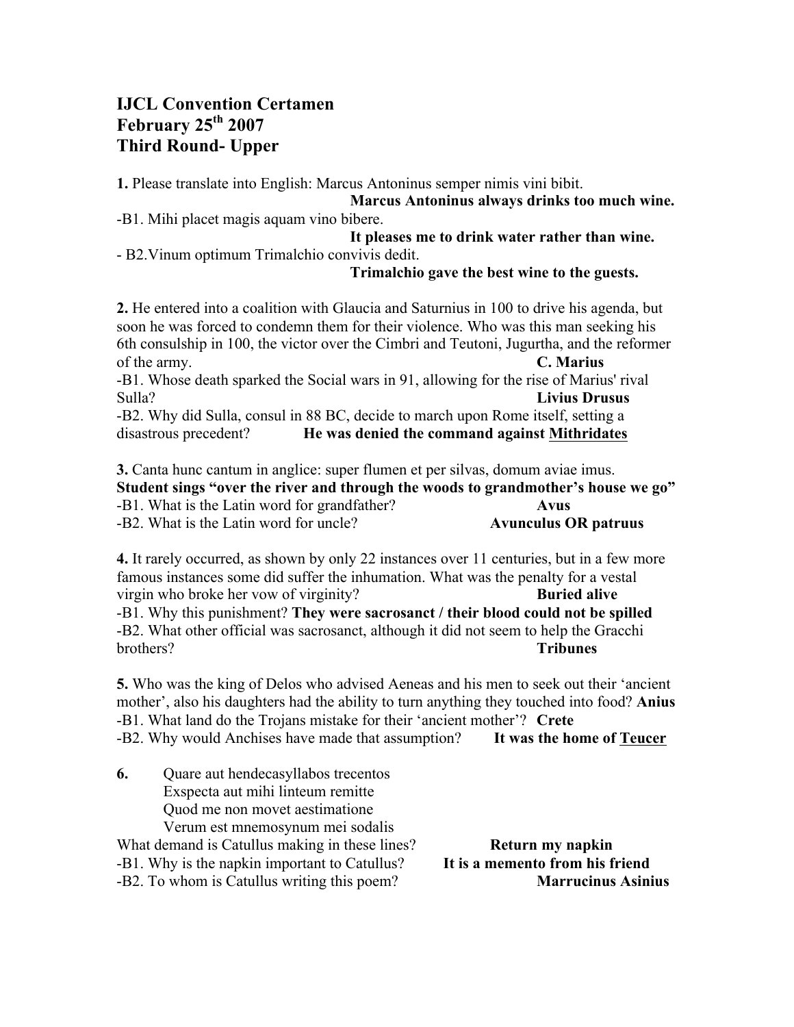# IJCL Convention Certamen
# February 25th 2007
# Third Round- Upper

**1.** Please translate into English: Marcus Antoninus semper nimis vini bibit.
**Marcus Antoninus always drinks too much wine.**
-B1. Mihi placet magis aquam vino bibere.
**It pleases me to drink water rather than wine.**
- B2.Vinum optimum Trimalchio convivis dedit.
**Trimalchio gave the best wine to the guests.**

**2.** He entered into a coalition with Glaucia and Saturnius in 100 to drive his agenda, but soon he was forced to condemn them for their violence. Who was this man seeking his 6th consulship in 100, the victor over the Cimbri and Teutoni, Jugurtha, and the reformer of the army. **C. Marius**
-B1. Whose death sparked the Social wars in 91, allowing for the rise of Marius' rival Sulla? **Livius Drusus**
-B2. Why did Sulla, consul in 88 BC, decide to march upon Rome itself, setting a disastrous precedent? **He was denied the command against <u>Mithridates</u>**

**3.** Canta hunc cantum in anglice: super flumen et per silvas, domum aviae imus.
**Student sings "over the river and through the woods to grandmother's house we go"**
-B1. What is the Latin word for grandfather? **Avus**
-B2. What is the Latin word for uncle? **Avunculus OR patruus**

**4.** It rarely occurred, as shown by only 22 instances over 11 centuries, but in a few more famous instances some did suffer the inhumation. What was the penalty for a vestal virgin who broke her vow of virginity? **Buried alive**
-B1. Why this punishment? **They were sacrosanct / their blood could not be spilled**
-B2. What other official was sacrosanct, although it did not seem to help the Gracchi brothers? **Tribunes**

**5.** Who was the king of Delos who advised Aeneas and his men to seek out their 'ancient mother', also his daughters had the ability to turn anything they touched into food? **Anius**
-B1. What land do the Trojans mistake for their 'ancient mother'? **Crete**
-B2. Why would Anchises have made that assumption? **It was the home of <u>Teucer</u>**

**6.** Quare aut hendecasyllabos trecentos
Exspecta aut mihi linteum remitte
Quod me non movet aestimatione
Verum est mnemosynum mei sodalis

What demand is Catullus making in these lines? **Return my napkin**
-B1. Why is the napkin important to Catullus? **It is a memento from his friend**
-B2. To whom is Catullus writing this poem? **Marrucinus Asinius**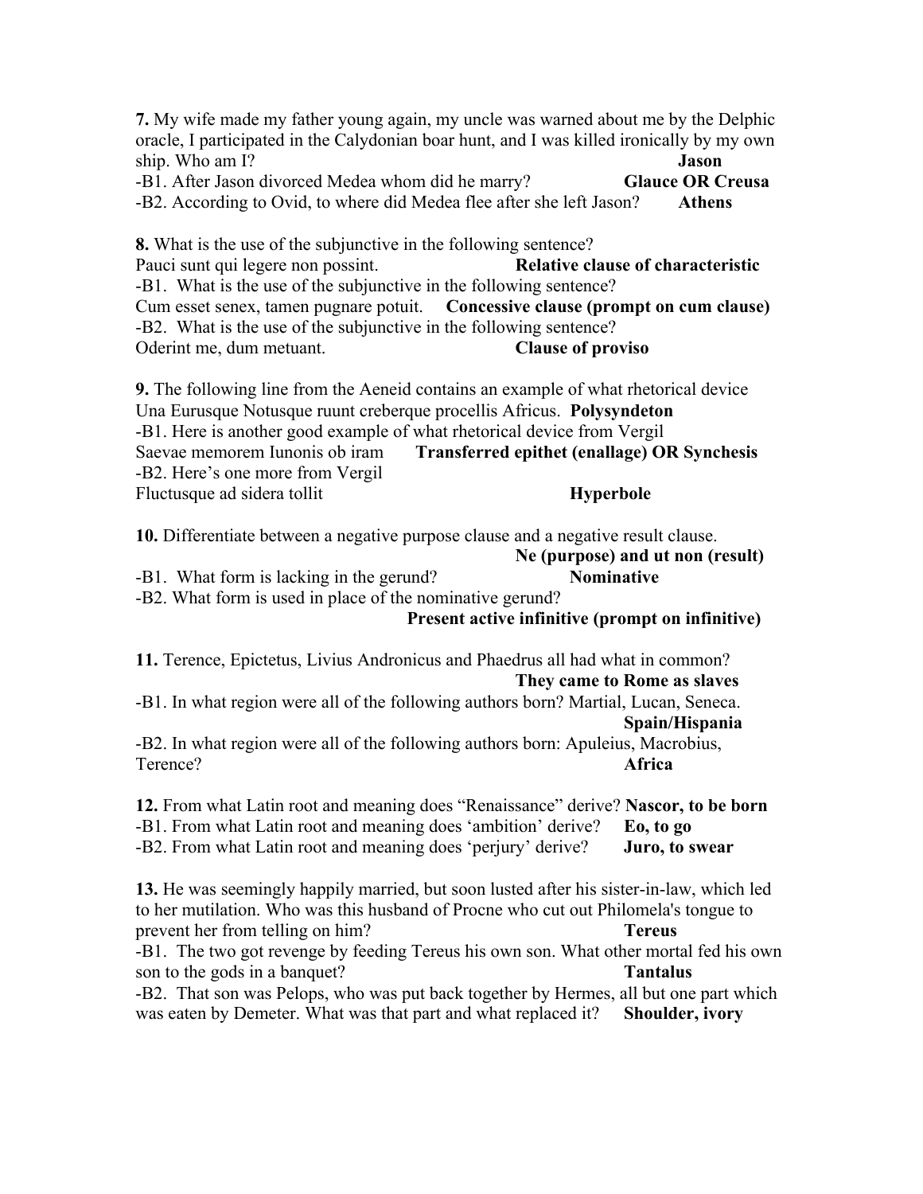**7.** My wife made my father young again, my uncle was warned about me by the Delphic oracle, I participated in the Calydonian boar hunt, and I was killed ironically by my own ship. Who am I? **Jason**

-B1. After Jason divorced Medea whom did he marry? **Glauce OR Creusa**

-B2. According to Ovid, to where did Medea flee after she left Jason? **Athens**

**8.** What is the use of the subjunctive in the following sentence?
Pauci sunt qui legere non possint. **Relative clause of characteristic**

-B1. What is the use of the subjunctive in the following sentence?
Cum esset senex, tamen pugnare potuit. **Concessive clause (prompt on cum clause)**

-B2. What is the use of the subjunctive in the following sentence?
Oderint me, dum metuant. **Clause of proviso**

**9.** The following line from the Aeneid contains an example of what rhetorical device
Una Eurusque Notusque ruunt creberque procellis Africus. **Polysyndeton**

-B1. Here is another good example of what rhetorical device from Vergil
Saevae memorem Iunonis ob iram **Transferred epithet (enallage) OR Synchesis**

-B2. Here's one more from Vergil
Fluctusque ad sidera tollit **Hyperbole**

**10.** Differentiate between a negative purpose clause and a negative result clause.
**Ne (purpose) and ut non (result)**

-B1. What form is lacking in the gerund? **Nominative**

-B2. What form is used in place of the nominative gerund?
**Present active infinitive (prompt on infinitive)**

**11.** Terence, Epictetus, Livius Andronicus and Phaedrus all had what in common?
**They came to Rome as slaves**

-B1. In what region were all of the following authors born? Martial, Lucan, Seneca.
**Spain/Hispania**

-B2. In what region were all of the following authors born: Apuleius, Macrobius, Terence? **Africa**

**12.** From what Latin root and meaning does "Renaissance" derive? **Nascor, to be born**

-B1. From what Latin root and meaning does 'ambition' derive? **Eo, to go**

-B2. From what Latin root and meaning does 'perjury' derive? **Juro, to swear**

**13.** He was seemingly happily married, but soon lusted after his sister-in-law, which led to her mutilation. Who was this husband of Procne who cut out Philomela's tongue to prevent her from telling on him? **Tereus**

-B1. The two got revenge by feeding Tereus his own son. What other mortal fed his own son to the gods in a banquet? **Tantalus**

-B2. That son was Pelops, who was put back together by Hermes, all but one part which was eaten by Demeter. What was that part and what replaced it? **Shoulder, ivory**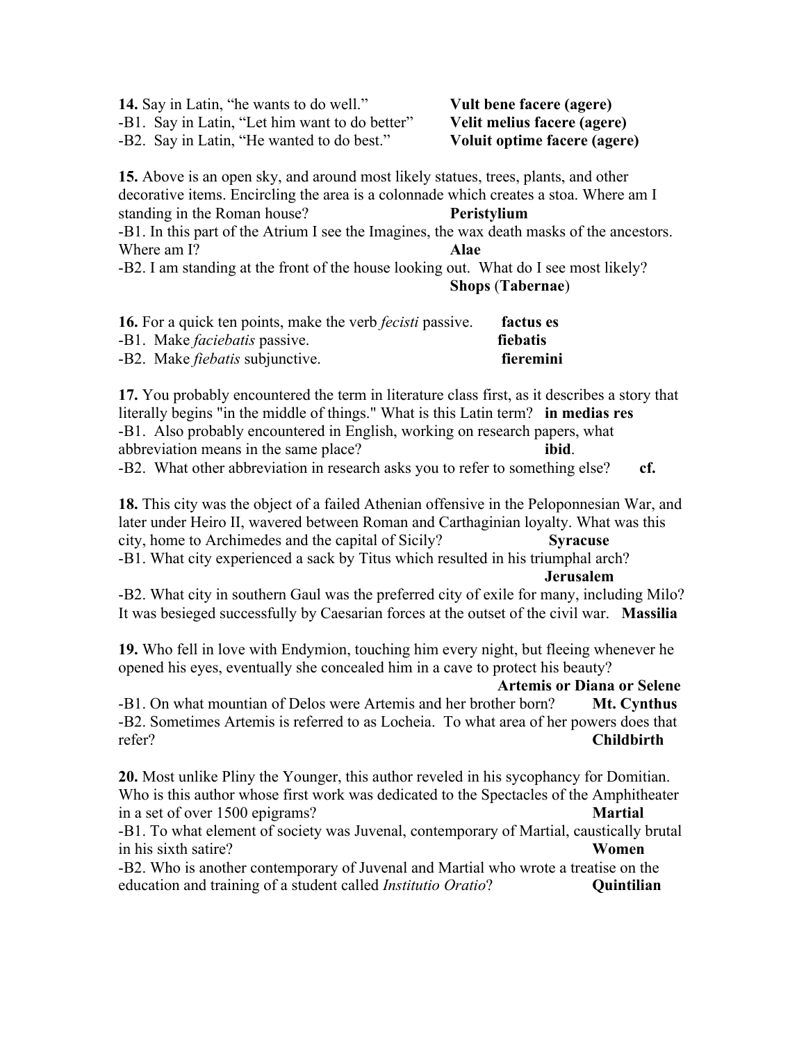**14.** Say in Latin, “he wants to do well.” **Vult bene facere (agere)**
-B1. Say in Latin, “Let him want to do better” **Velit melius facere (agere)**
-B2. Say in Latin, “He wanted to do best.” **Voluit optime facere (agere)**

**15.** Above is an open sky, and around most likely statues, trees, plants, and other decorative items. Encircling the area is a colonnade which creates a stoa. Where am I standing in the Roman house? **Peristylium**
-B1. In this part of the Atrium I see the Imagines, the wax death masks of the ancestors. Where am I? **Alae**
-B2. I am standing at the front of the house looking out. What do I see most likely? **Shops** (**Tabernae**)

**16.** For a quick ten points, make the verb *fecisti* passive. **factus es**
-B1. Make *faciebatis* passive. **fiebatis**
-B2. Make *fiebatis* subjunctive. **fieremini**

**17.** You probably encountered the term in literature class first, as it describes a story that literally begins "in the middle of things." What is this Latin term? **in medias res**
-B1. Also probably encountered in English, working on research papers, what abbreviation means in the same place? **ibid**.
-B2. What other abbreviation in research asks you to refer to something else? **cf.**

**18.** This city was the object of a failed Athenian offensive in the Peloponnesian War, and later under Heiro II, wavered between Roman and Carthaginian loyalty. What was this city, home to Archimedes and the capital of Sicily? **Syracuse**
-B1. What city experienced a sack by Titus which resulted in his triumphal arch? **Jerusalem**
-B2. What city in southern Gaul was the preferred city of exile for many, including Milo? It was besieged successfully by Caesarian forces at the outset of the civil war. **Massilia**

**19.** Who fell in love with Endymion, touching him every night, but fleeing whenever he opened his eyes, eventually she concealed him in a cave to protect his beauty? **Artemis or Diana or Selene**
-B1. On what mountian of Delos were Artemis and her brother born? **Mt. Cynthus**
-B2. Sometimes Artemis is referred to as Locheia. To what area of her powers does that refer? **Childbirth**

**20.** Most unlike Pliny the Younger, this author reveled in his sycophancy for Domitian. Who is this author whose first work was dedicated to the Spectacles of the Amphitheater in a set of over 1500 epigrams? **Martial**
-B1. To what element of society was Juvenal, contemporary of Martial, caustically brutal in his sixth satire? **Women**
-B2. Who is another contemporary of Juvenal and Martial who wrote a treatise on the education and training of a student called *Institutio Oratio*? **Quintilian**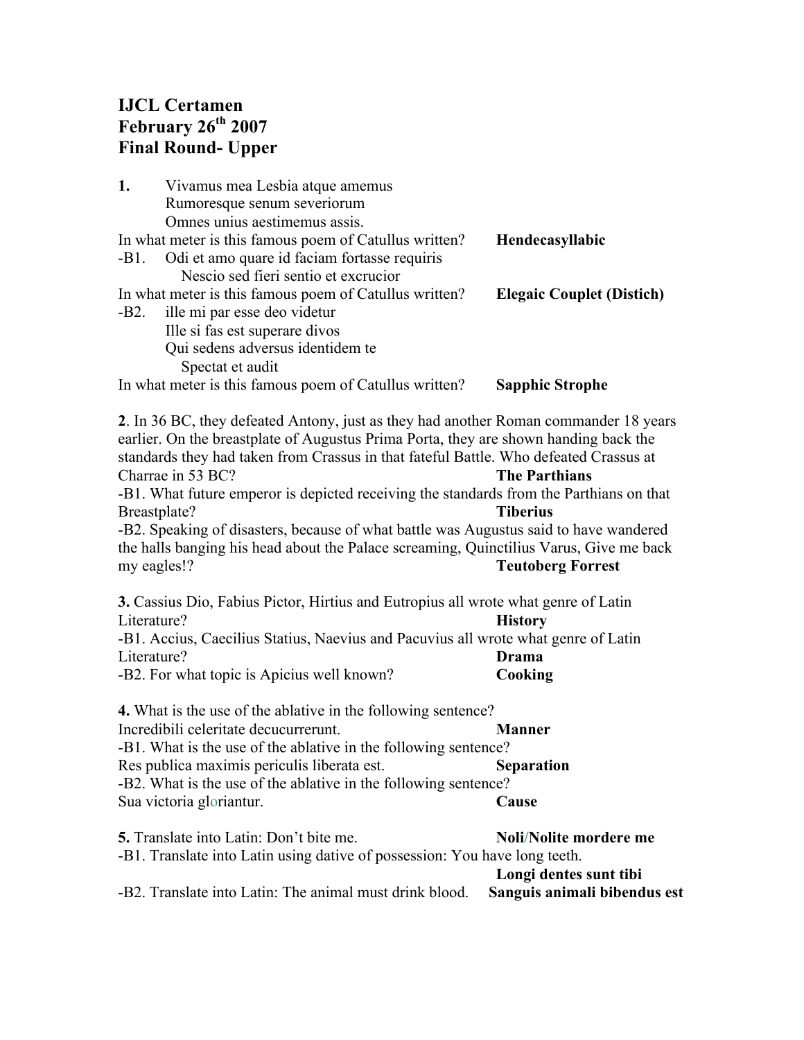# IJCL Certamen
# February 26th 2007
# Final Round- Upper

**1.** Vivamus mea Lesbia atque amemus
Rumoresque senum severiorum
Omnes unius aestimemus assis.

In what meter is this famous poem of Catullus written? **Hendecasyllabic**

-B1. Odi et amo quare id faciam fortasse requiris
Nescio sed fieri sentio et excrucior

In what meter is this famous poem of Catullus written? **Elegaic Couplet (Distich)**

-B2. ille mi par esse deo videtur
Ille si fas est superare divos
Qui sedens adversus identidem te
Spectat et audit

In what meter is this famous poem of Catullus written? **Sapphic Strophe**

**2**. In 36 BC, they defeated Antony, just as they had another Roman commander 18 years earlier. On the breastplate of Augustus Prima Porta, they are shown handing back the standards they had taken from Crassus in that fateful Battle. Who defeated Crassus at Charrae in 53 BC? **The Parthians**

-B1. What future emperor is depicted receiving the standards from the Parthians on that Breastplate? **Tiberius**

-B2. Speaking of disasters, because of what battle was Augustus said to have wandered the halls banging his head about the Palace screaming, Quinctilius Varus, Give me back my eagles!? **Teutoberg Forrest**

**3.** Cassius Dio, Fabius Pictor, Hirtius and Eutropius all wrote what genre of Latin Literature? **History**

-B1. Accius, Caecilius Statius, Naevius and Pacuvius all wrote what genre of Latin Literature? **Drama**

-B2. For what topic is Apicius well known? **Cooking**

**4.** What is the use of the ablative in the following sentence?
Incredibili celeritate decucurrerunt. **Manner**

-B1. What is the use of the ablative in the following sentence?
Res publica maximis periculis liberata est. **Separation**

-B2. What is the use of the ablative in the following sentence?
Sua victoria gloriantur. **Cause**

**5.** Translate into Latin: Don't bite me. **Noli/Nolite mordere me**

-B1. Translate into Latin using dative of possession: You have long teeth.
**Longi dentes sunt tibi**

-B2. Translate into Latin: The animal must drink blood. **Sanguis animali bibendus est**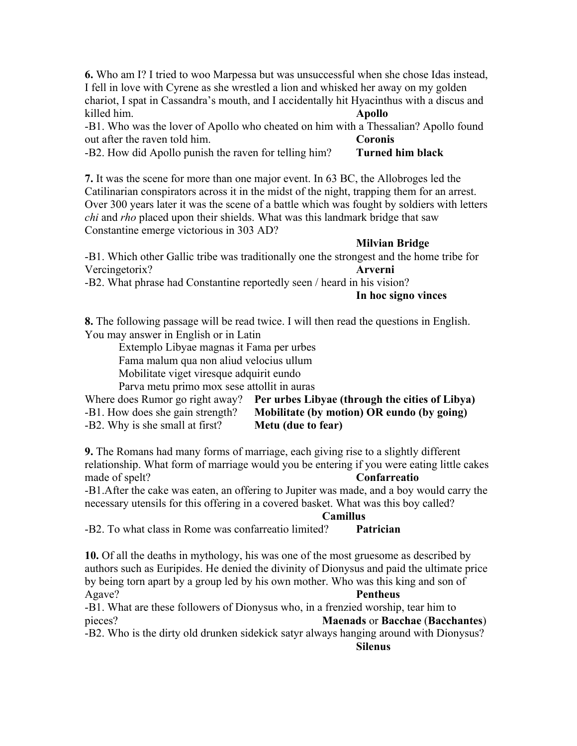**6.** Who am I? I tried to woo Marpessa but was unsuccessful when she chose Idas instead, I fell in love with Cyrene as she wrestled a lion and whisked her away on my golden chariot, I spat in Cassandra's mouth, and I accidentally hit Hyacinthus with a discus and killed him. **Apollo**

-B1. Who was the lover of Apollo who cheated on him with a Thessalian? Apollo found out after the raven told him. **Coronis**

-B2. How did Apollo punish the raven for telling him? **Turned him black**

**7.** It was the scene for more than one major event. In 63 BC, the Allobroges led the Catilinarian conspirators across it in the midst of the night, trapping them for an arrest. Over 300 years later it was the scene of a battle which was fought by soldiers with letters *chi* and *rho* placed upon their shields. What was this landmark bridge that saw Constantine emerge victorious in 303 AD?

**Milvian Bridge**

-B1. Which other Gallic tribe was traditionally one the strongest and the home tribe for Vercingetorix? **Arverni**

-B2. What phrase had Constantine reportedly seen / heard in his vision?

**In hoc signo vinces**

**8.** The following passage will be read twice. I will then read the questions in English. You may answer in English or in Latin

> Extemplo Libyae magnas it Fama per urbes
> Fama malum qua non aliud velocius ullum
> Mobilitate viget viresque adquirit eundo
> Parva metu primo mox sese attollit in auras

Where does Rumor go right away? **Per urbes Libyae (through the cities of Libya)**

-B1. How does she gain strength? **Mobilitate (by motion) OR eundo (by going)**

-B2. Why is she small at first? **Metu (due to fear)**

**9.** The Romans had many forms of marriage, each giving rise to a slightly different relationship. What form of marriage would you be entering if you were eating little cakes made of spelt? **Confarreatio**

-B1.After the cake was eaten, an offering to Jupiter was made, and a boy would carry the necessary utensils for this offering in a covered basket. What was this boy called?

**Camillus**

-B2. To what class in Rome was confarreatio limited? **Patrician**

**10.** Of all the deaths in mythology, his was one of the most gruesome as described by authors such as Euripides. He denied the divinity of Dionysus and paid the ultimate price by being torn apart by a group led by his own mother. Who was this king and son of Agave? **Pentheus**

-B1. What are these followers of Dionysus who, in a frenzied worship, tear him to pieces? **Maenads** or **Bacchae** (**Bacchantes**)

-B2. Who is the dirty old drunken sidekick satyr always hanging around with Dionysus?

**Silenus**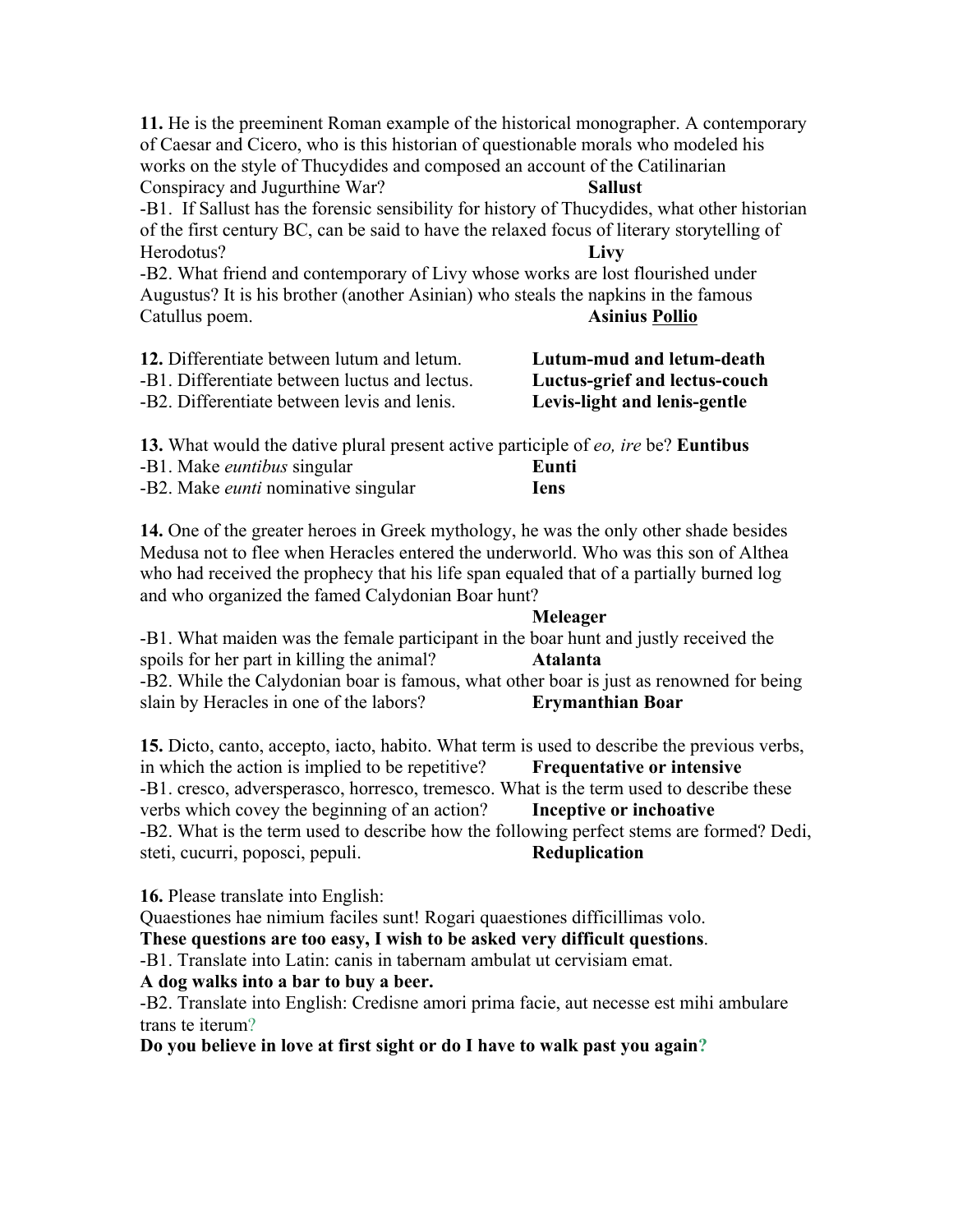**11.** He is the preeminent Roman example of the historical monographer. A contemporary of Caesar and Cicero, who is this historian of questionable morals who modeled his works on the style of Thucydides and composed an account of the Catilinarian Conspiracy and Jugurthine War? **Sallust**

-B1. If Sallust has the forensic sensibility for history of Thucydides, what other historian of the first century BC, can be said to have the relaxed focus of literary storytelling of Herodotus? **Livy**

-B2. What friend and contemporary of Livy whose works are lost flourished under Augustus? It is his brother (another Asinian) who steals the napkins in the famous Catullus poem. **Asinius <u>Pollio</u>**

**12.** Differentiate between lutum and letum. **Lutum-mud and letum-death**

-B1. Differentiate between luctus and lectus. **Luctus-grief and lectus-couch**

-B2. Differentiate between levis and lenis. **Levis-light and lenis-gentle**

**13.** What would the dative plural present active participle of *eo, ire* be? **Euntibus**

-B1. Make *euntibus* singular **Eunti**

-B2. Make *eunti* nominative singular **Iens**

**14.** One of the greater heroes in Greek mythology, he was the only other shade besides Medusa not to flee when Heracles entered the underworld. Who was this son of Althea who had received the prophecy that his life span equaled that of a partially burned log and who organized the famed Calydonian Boar hunt?

**Meleager**

-B1. What maiden was the female participant in the boar hunt and justly received the spoils for her part in killing the animal? **Atalanta**

-B2. While the Calydonian boar is famous, what other boar is just as renowned for being slain by Heracles in one of the labors? **Erymanthian Boar**

**15.** Dicto, canto, accepto, iacto, habito. What term is used to describe the previous verbs, in which the action is implied to be repetitive? **Frequentative or intensive**

-B1. cresco, adversperasco, horresco, tremesco. What is the term used to describe these verbs which covey the beginning of an action? **Inceptive or inchoative**

-B2. What is the term used to describe how the following perfect stems are formed? Dedi, steti, cucurri, poposci, pepuli. **Reduplication**

**16.** Please translate into English:

Quaestiones hae nimium faciles sunt! Rogari quaestiones difficillimas volo.

**These questions are too easy, I wish to be asked very difficult questions**.

-B1. Translate into Latin: canis in tabernam ambulat ut cervisiam emat.

**A dog walks into a bar to buy a beer.**

-B2. Translate into English: Credisne amori prima facie, aut necesse est mihi ambulare trans te iterum?

**Do you believe in love at first sight or do I have to walk past you again?**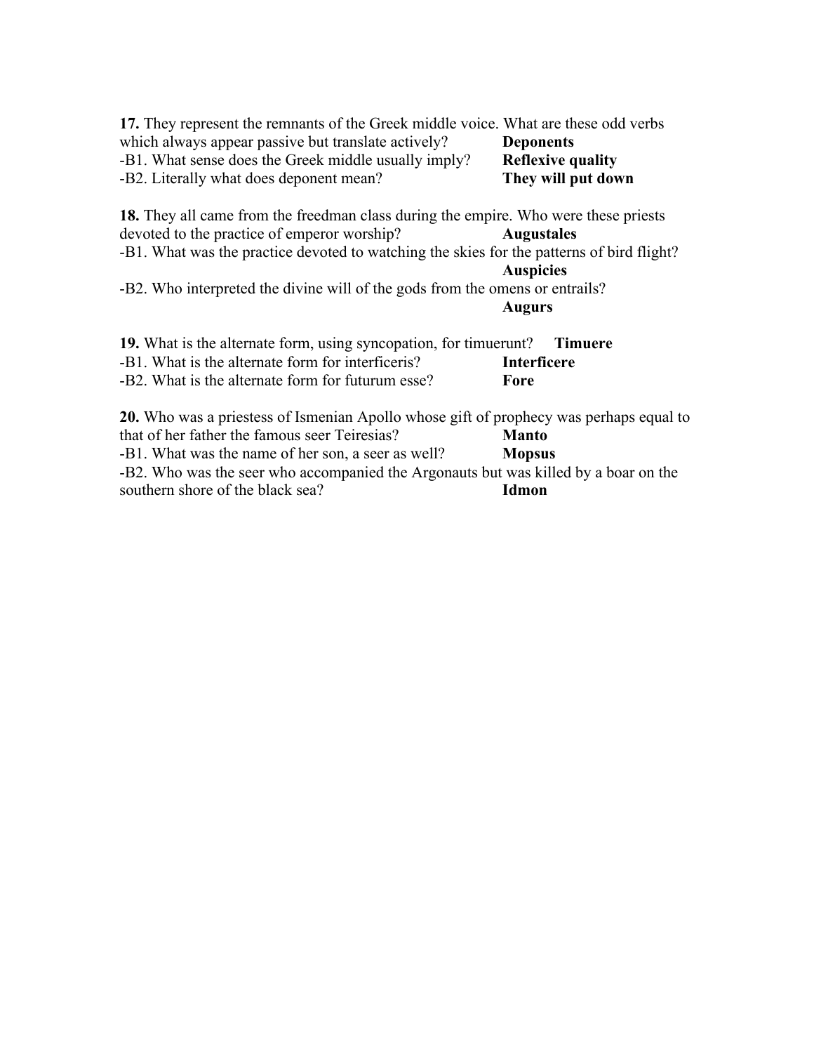**17.** They represent the remnants of the Greek middle voice. What are these odd verbs which always appear passive but translate actively? **Deponents**

-B1. What sense does the Greek middle usually imply? **Reflexive quality**

-B2. Literally what does deponent mean? **They will put down**

**18.** They all came from the freedman class during the empire. Who were these priests devoted to the practice of emperor worship? **Augustales**

-B1. What was the practice devoted to watching the skies for the patterns of bird flight? **Auspicies**

-B2. Who interpreted the divine will of the gods from the omens or entrails? **Augurs**

**19.** What is the alternate form, using syncopation, for timuerunt? **Timuere**

-B1. What is the alternate form for interficeris? **Interficere**

-B2. What is the alternate form for futurum esse? **Fore**

**20.** Who was a priestess of Ismenian Apollo whose gift of prophecy was perhaps equal to that of her father the famous seer Teiresias? **Manto**

-B1. What was the name of her son, a seer as well? **Mopsus**

-B2. Who was the seer who accompanied the Argonauts but was killed by a boar on the southern shore of the black sea? **Idmon**